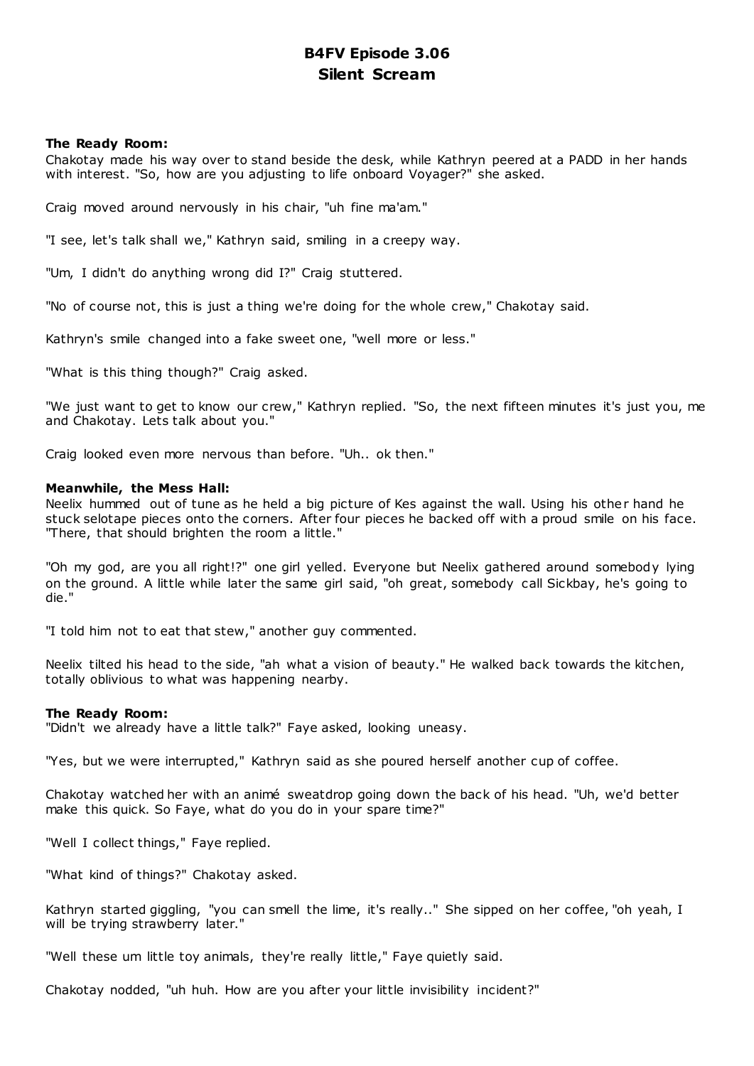# B4FV Episode 3.06
# Silent Scream

**The Ready Room:**
Chakotay made his way over to stand beside the desk, while Kathryn peered at a PADD in her hands with interest. "So, how are you adjusting to life onboard Voyager?" she asked.

Craig moved around nervously in his chair, "uh fine ma'am."

"I see, let's talk shall we," Kathryn said, smiling in a creepy way.

"Um, I didn't do anything wrong did I?" Craig stuttered.

"No of course not, this is just a thing we're doing for the whole crew," Chakotay said.

Kathryn's smile changed into a fake sweet one, "well more or less."

"What is this thing though?" Craig asked.

"We just want to get to know our crew," Kathryn replied. "So, the next fifteen minutes it's just you, me and Chakotay. Lets talk about you."

Craig looked even more nervous than before. "Uh.. ok then."

**Meanwhile, the Mess Hall:**
Neelix hummed out of tune as he held a big picture of Kes against the wall. Using his other hand he stuck selotape pieces onto the corners. After four pieces he backed off with a proud smile on his face. "There, that should brighten the room a little."

"Oh my god, are you all right!?" one girl yelled. Everyone but Neelix gathered around somebody lying on the ground. A little while later the same girl said, "oh great, somebody call Sickbay, he's going to die."

"I told him not to eat that stew," another guy commented.

Neelix tilted his head to the side, "ah what a vision of beauty." He walked back towards the kitchen, totally oblivious to what was happening nearby.

**The Ready Room:**
"Didn't we already have a little talk?" Faye asked, looking uneasy.

"Yes, but we were interrupted," Kathryn said as she poured herself another cup of coffee.

Chakotay watched her with an animé sweatdrop going down the back of his head. "Uh, we'd better make this quick. So Faye, what do you do in your spare time?"

"Well I collect things," Faye replied.

"What kind of things?" Chakotay asked.

Kathryn started giggling, "you can smell the lime, it's really.." She sipped on her coffee, "oh yeah, I will be trying strawberry later."

"Well these um little toy animals, they're really little," Faye quietly said.

Chakotay nodded, "uh huh. How are you after your little invisibility incident?"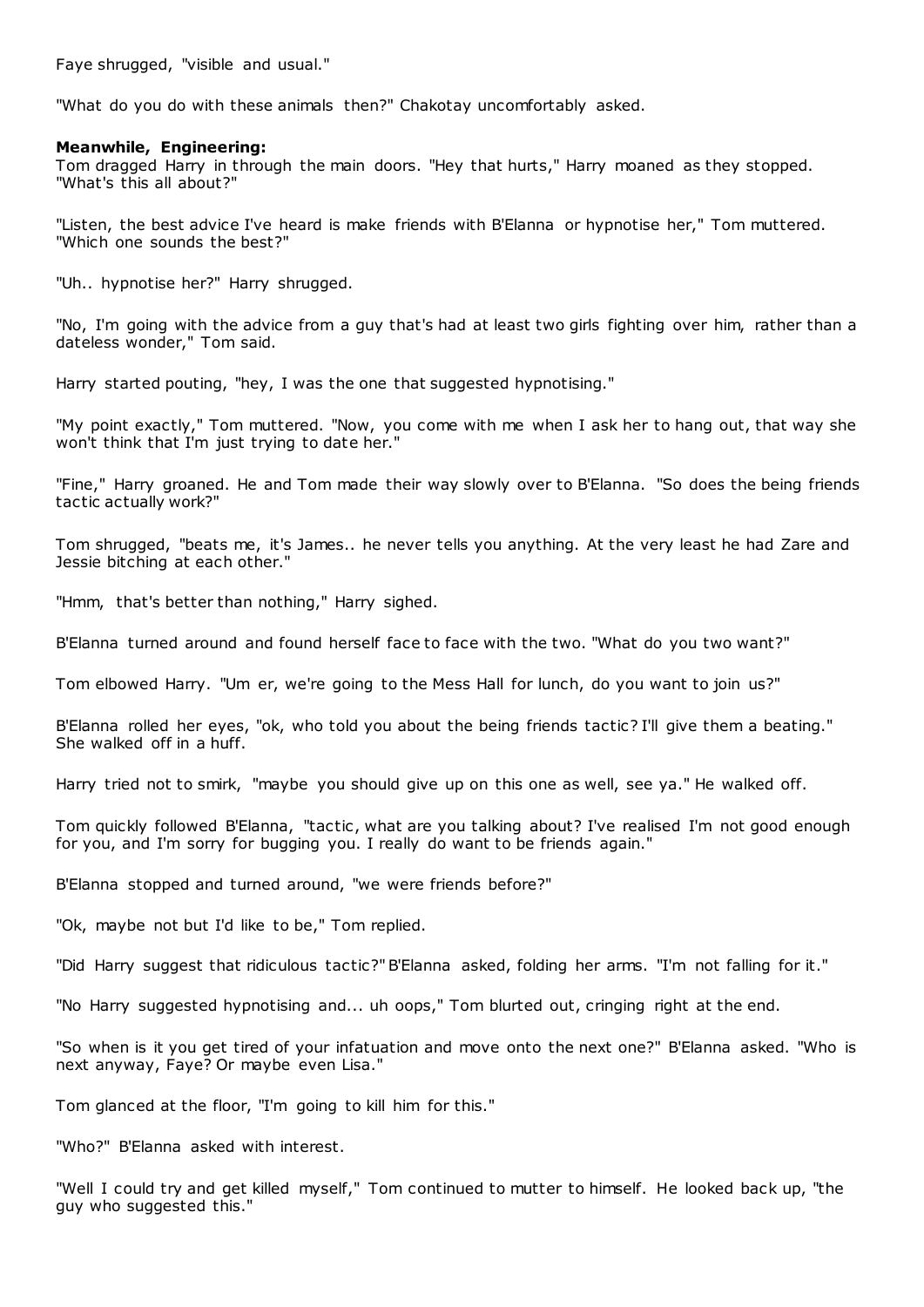Faye shrugged, "visible and usual."

"What do you do with these animals then?" Chakotay uncomfortably asked.

**Meanwhile, Engineering:**
Tom dragged Harry in through the main doors. "Hey that hurts," Harry moaned as they stopped. "What's this all about?"

"Listen, the best advice I've heard is make friends with B'Elanna or hypnotise her," Tom muttered. "Which one sounds the best?"

"Uh.. hypnotise her?" Harry shrugged.

"No, I'm going with the advice from a guy that's had at least two girls fighting over him, rather than a dateless wonder," Tom said.

Harry started pouting, "hey, I was the one that suggested hypnotising."

"My point exactly," Tom muttered. "Now, you come with me when I ask her to hang out, that way she won't think that I'm just trying to date her."

"Fine," Harry groaned. He and Tom made their way slowly over to B'Elanna. "So does the being friends tactic actually work?"

Tom shrugged, "beats me, it's James.. he never tells you anything. At the very least he had Zare and Jessie bitching at each other."

"Hmm, that's better than nothing," Harry sighed.

B'Elanna turned around and found herself face to face with the two. "What do you two want?"

Tom elbowed Harry. "Um er, we're going to the Mess Hall for lunch, do you want to join us?"

B'Elanna rolled her eyes, "ok, who told you about the being friends tactic? I'll give them a beating." She walked off in a huff.

Harry tried not to smirk, "maybe you should give up on this one as well, see ya." He walked off.

Tom quickly followed B'Elanna, "tactic, what are you talking about? I've realised I'm not good enough for you, and I'm sorry for bugging you. I really do want to be friends again."

B'Elanna stopped and turned around, "we were friends before?"

"Ok, maybe not but I'd like to be," Tom replied.

"Did Harry suggest that ridiculous tactic?" B'Elanna asked, folding her arms. "I'm not falling for it."

"No Harry suggested hypnotising and... uh oops," Tom blurted out, cringing right at the end.

"So when is it you get tired of your infatuation and move onto the next one?" B'Elanna asked. "Who is next anyway, Faye? Or maybe even Lisa."

Tom glanced at the floor, "I'm going to kill him for this."

"Who?" B'Elanna asked with interest.

"Well I could try and get killed myself," Tom continued to mutter to himself. He looked back up, "the guy who suggested this."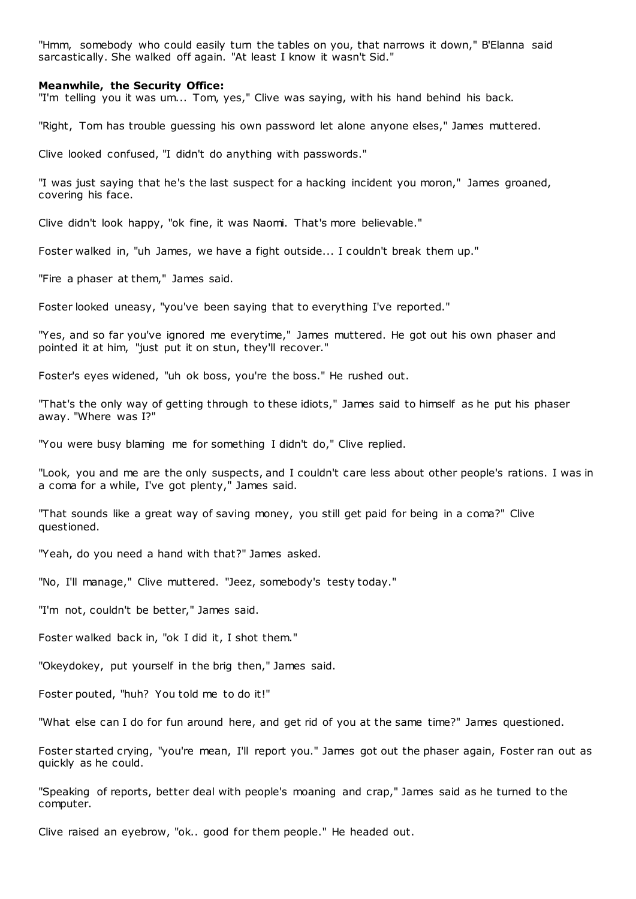"Hmm, somebody who could easily turn the tables on you, that narrows it down," B'Elanna said sarcastically. She walked off again. "At least I know it wasn't Sid."

**Meanwhile, the Security Office:**

"I'm telling you it was um... Tom, yes," Clive was saying, with his hand behind his back.

"Right, Tom has trouble guessing his own password let alone anyone elses," James muttered.

Clive looked confused, "I didn't do anything with passwords."

"I was just saying that he's the last suspect for a hacking incident you moron," James groaned, covering his face.

Clive didn't look happy, "ok fine, it was Naomi. That's more believable."

Foster walked in, "uh James, we have a fight outside... I couldn't break them up."

"Fire a phaser at them," James said.

Foster looked uneasy, "you've been saying that to everything I've reported."

"Yes, and so far you've ignored me everytime," James muttered. He got out his own phaser and pointed it at him, "just put it on stun, they'll recover."

Foster's eyes widened, "uh ok boss, you're the boss." He rushed out.

"That's the only way of getting through to these idiots," James said to himself as he put his phaser away. "Where was I?"

"You were busy blaming me for something I didn't do," Clive replied.

"Look, you and me are the only suspects, and I couldn't care less about other people's rations. I was in a coma for a while, I've got plenty," James said.

"That sounds like a great way of saving money, you still get paid for being in a coma?" Clive questioned.

"Yeah, do you need a hand with that?" James asked.

"No, I'll manage," Clive muttered. "Jeez, somebody's testy today."

"I'm not, couldn't be better," James said.

Foster walked back in, "ok I did it, I shot them."

"Okeydokey, put yourself in the brig then," James said.

Foster pouted, "huh? You told me to do it!"

"What else can I do for fun around here, and get rid of you at the same time?" James questioned.

Foster started crying, "you're mean, I'll report you." James got out the phaser again, Foster ran out as quickly as he could.

"Speaking of reports, better deal with people's moaning and crap," James said as he turned to the computer.

Clive raised an eyebrow, "ok.. good for them people." He headed out.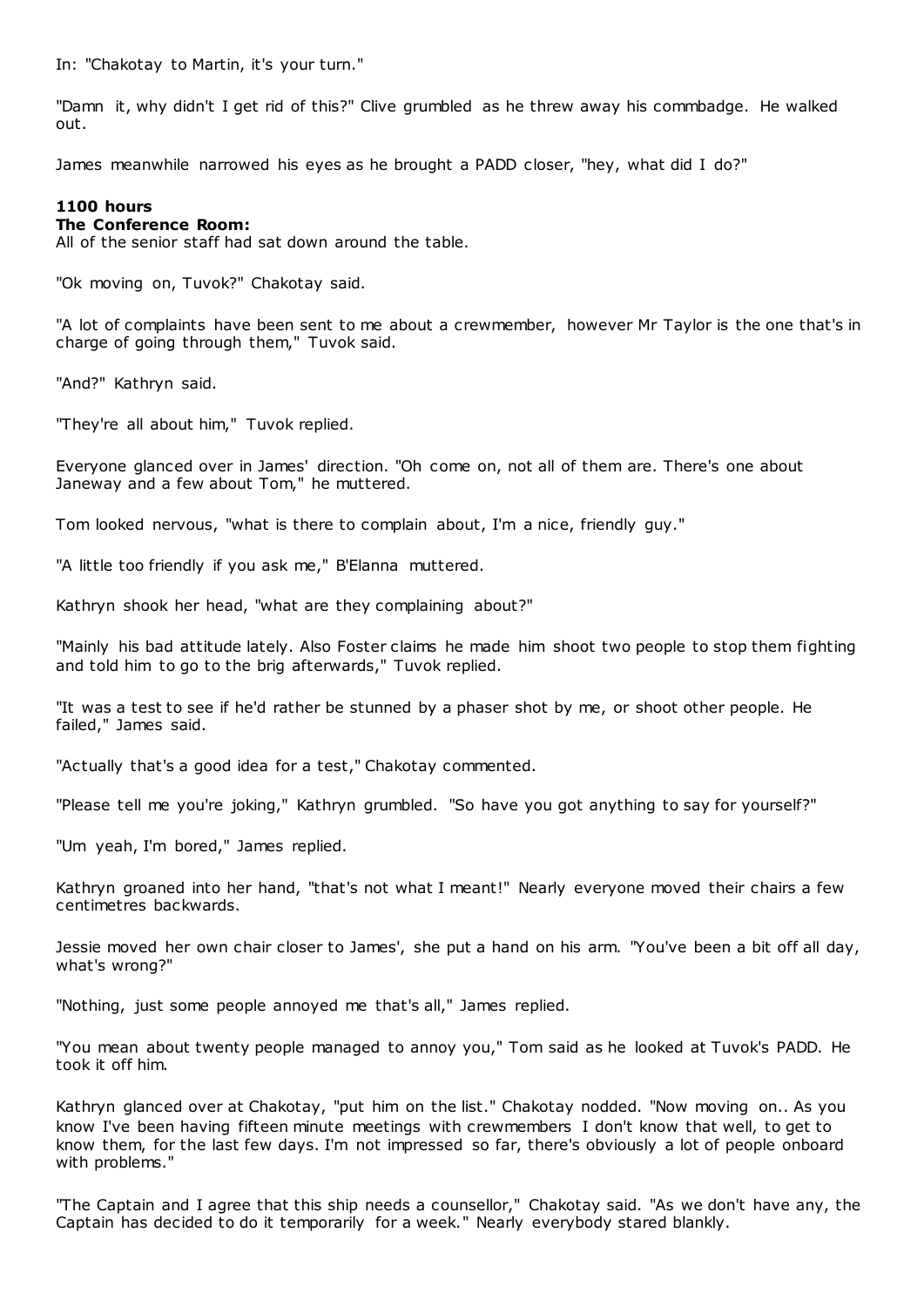In: "Chakotay to Martin, it's your turn."

"Damn it, why didn't I get rid of this?" Clive grumbled as he threw away his commbadge. He walked out.

James meanwhile narrowed his eyes as he brought a PADD closer, "hey, what did I do?"

**1100 hours**
**The Conference Room:**
All of the senior staff had sat down around the table.

"Ok moving on, Tuvok?" Chakotay said.

"A lot of complaints have been sent to me about a crewmember, however Mr Taylor is the one that's in charge of going through them," Tuvok said.

"And?" Kathryn said.

"They're all about him," Tuvok replied.

Everyone glanced over in James' direction. "Oh come on, not all of them are. There's one about Janeway and a few about Tom," he muttered.

Tom looked nervous, "what is there to complain about, I'm a nice, friendly guy."

"A little too friendly if you ask me," B'Elanna muttered.

Kathryn shook her head, "what are they complaining about?"

"Mainly his bad attitude lately. Also Foster claims he made him shoot two people to stop them fighting and told him to go to the brig afterwards," Tuvok replied.

"It was a test to see if he'd rather be stunned by a phaser shot by me, or shoot other people. He failed," James said.

"Actually that's a good idea for a test," Chakotay commented.

"Please tell me you're joking," Kathryn grumbled. "So have you got anything to say for yourself?"

"Um yeah, I'm bored," James replied.

Kathryn groaned into her hand, "that's not what I meant!" Nearly everyone moved their chairs a few centimetres backwards.

Jessie moved her own chair closer to James', she put a hand on his arm. "You've been a bit off all day, what's wrong?"

"Nothing, just some people annoyed me that's all," James replied.

"You mean about twenty people managed to annoy you," Tom said as he looked at Tuvok's PADD. He took it off him.

Kathryn glanced over at Chakotay, "put him on the list." Chakotay nodded. "Now moving on.. As you know I've been having fifteen minute meetings with crewmembers I don't know that well, to get to know them, for the last few days. I'm not impressed so far, there's obviously a lot of people onboard with problems."

"The Captain and I agree that this ship needs a counsellor," Chakotay said. "As we don't have any, the Captain has decided to do it temporarily for a week." Nearly everybody stared blankly.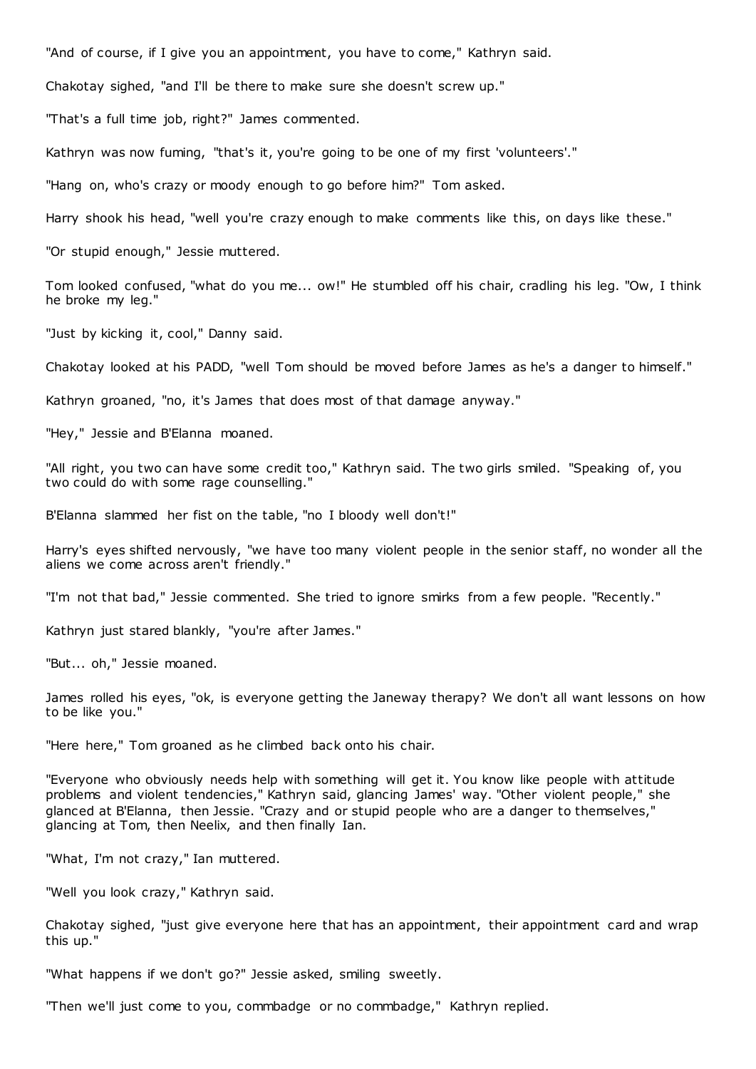"And of course, if I give you an appointment, you have to come," Kathryn said.

Chakotay sighed, "and I'll be there to make sure she doesn't screw up."

"That's a full time job, right?" James commented.

Kathryn was now fuming, "that's it, you're going to be one of my first 'volunteers'."

"Hang on, who's crazy or moody enough to go before him?" Tom asked.

Harry shook his head, "well you're crazy enough to make comments like this, on days like these."

"Or stupid enough," Jessie muttered.

Tom looked confused, "what do you me... ow!" He stumbled off his chair, cradling his leg. "Ow, I think he broke my leg."

"Just by kicking it, cool," Danny said.

Chakotay looked at his PADD, "well Tom should be moved before James as he's a danger to himself."

Kathryn groaned, "no, it's James that does most of that damage anyway."

"Hey," Jessie and B'Elanna moaned.

"All right, you two can have some credit too," Kathryn said. The two girls smiled. "Speaking of, you two could do with some rage counselling."

B'Elanna slammed her fist on the table, "no I bloody well don't!"

Harry's eyes shifted nervously, "we have too many violent people in the senior staff, no wonder all the aliens we come across aren't friendly."

"I'm not that bad," Jessie commented. She tried to ignore smirks from a few people. "Recently."

Kathryn just stared blankly, "you're after James."

"But... oh," Jessie moaned.

James rolled his eyes, "ok, is everyone getting the Janeway therapy? We don't all want lessons on how to be like you."

"Here here," Tom groaned as he climbed back onto his chair.

"Everyone who obviously needs help with something will get it. You know like people with attitude problems and violent tendencies," Kathryn said, glancing James' way. "Other violent people," she glanced at B'Elanna, then Jessie. "Crazy and or stupid people who are a danger to themselves," glancing at Tom, then Neelix, and then finally Ian.

"What, I'm not crazy," Ian muttered.

"Well you look crazy," Kathryn said.

Chakotay sighed, "just give everyone here that has an appointment, their appointment card and wrap this up."

"What happens if we don't go?" Jessie asked, smiling sweetly.

"Then we'll just come to you, commbadge or no commbadge," Kathryn replied.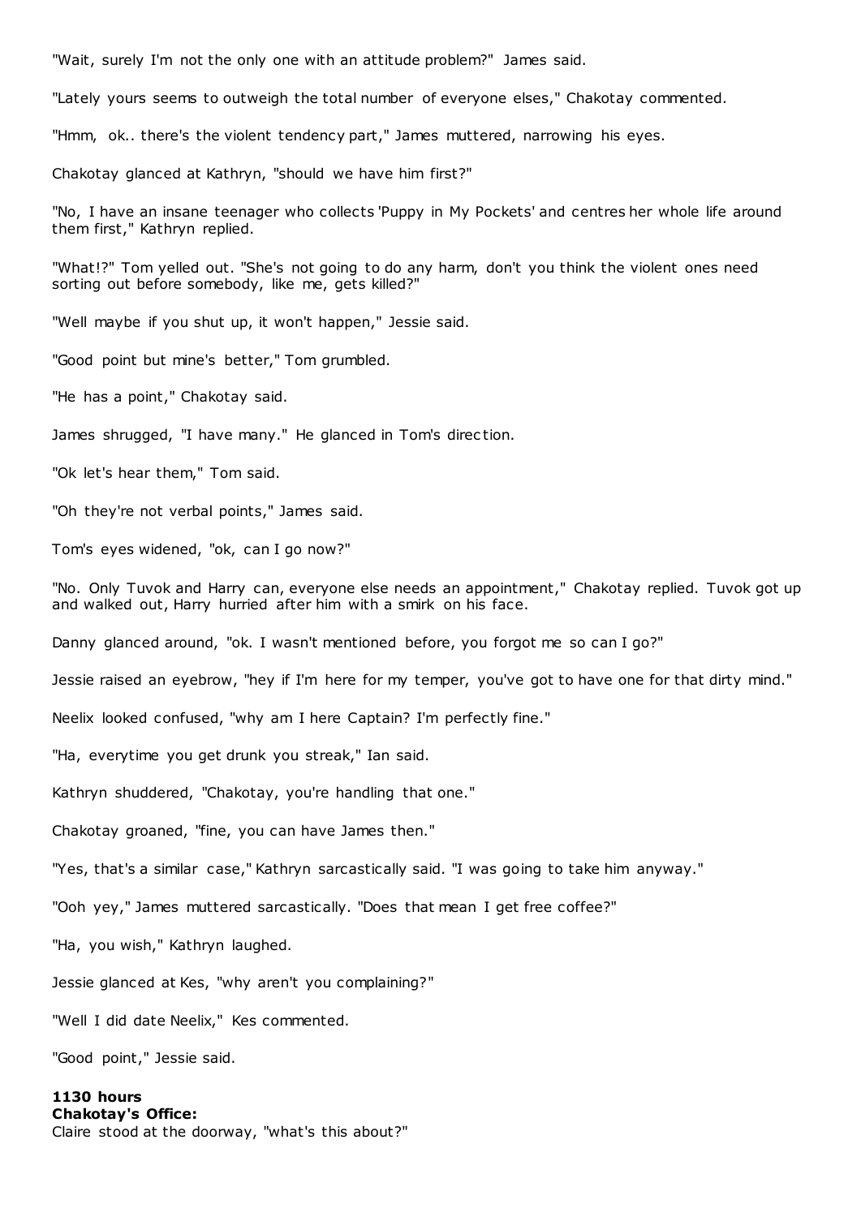"Wait, surely I'm not the only one with an attitude problem?" James said.

"Lately yours seems to outweigh the total number of everyone elses," Chakotay commented.

"Hmm, ok.. there's the violent tendency part," James muttered, narrowing his eyes.

Chakotay glanced at Kathryn, "should we have him first?"

"No, I have an insane teenager who collects 'Puppy in My Pockets' and centres her whole life around them first," Kathryn replied.

"What!?" Tom yelled out. "She's not going to do any harm, don't you think the violent ones need sorting out before somebody, like me, gets killed?"

"Well maybe if you shut up, it won't happen," Jessie said.

"Good point but mine's better," Tom grumbled.

"He has a point," Chakotay said.

James shrugged, "I have many." He glanced in Tom's direction.

"Ok let's hear them," Tom said.

"Oh they're not verbal points," James said.

Tom's eyes widened, "ok, can I go now?"

"No. Only Tuvok and Harry can, everyone else needs an appointment," Chakotay replied. Tuvok got up and walked out, Harry hurried after him with a smirk on his face.

Danny glanced around, "ok. I wasn't mentioned before, you forgot me so can I go?"

Jessie raised an eyebrow, "hey if I'm here for my temper, you've got to have one for that dirty mind."

Neelix looked confused, "why am I here Captain? I'm perfectly fine."

"Ha, everytime you get drunk you streak," Ian said.

Kathryn shuddered, "Chakotay, you're handling that one."

Chakotay groaned, "fine, you can have James then."

"Yes, that's a similar case," Kathryn sarcastically said. "I was going to take him anyway."

"Ooh yey," James muttered sarcastically. "Does that mean I get free coffee?"

"Ha, you wish," Kathryn laughed.

Jessie glanced at Kes, "why aren't you complaining?"

"Well I did date Neelix," Kes commented.

"Good point," Jessie said.

**1130 hours**
**Chakotay's Office:**
Claire stood at the doorway, "what's this about?"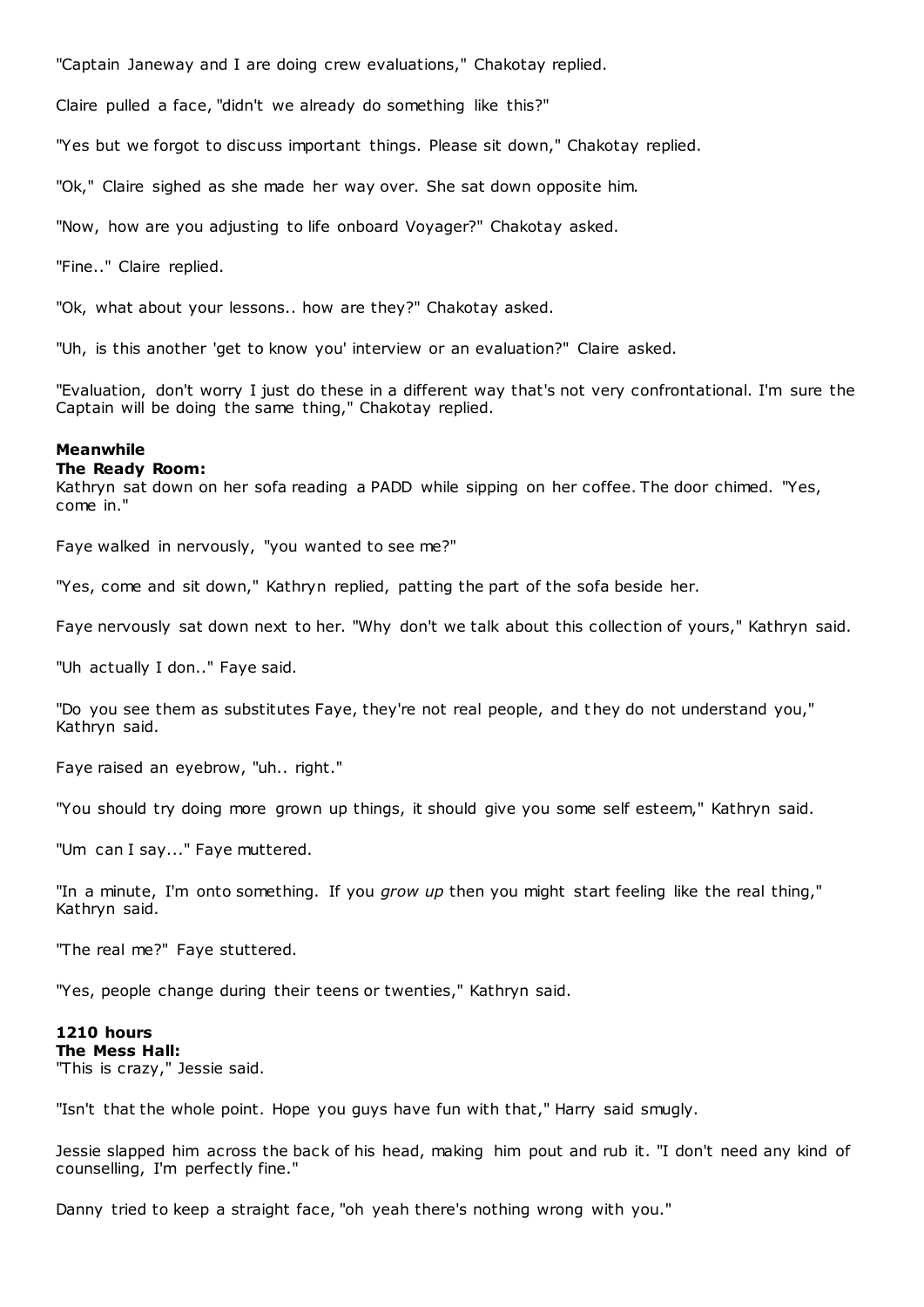"Captain Janeway and I are doing crew evaluations," Chakotay replied.

Claire pulled a face, "didn't we already do something like this?"

"Yes but we forgot to discuss important things. Please sit down," Chakotay replied.

"Ok," Claire sighed as she made her way over. She sat down opposite him.

"Now, how are you adjusting to life onboard Voyager?" Chakotay asked.

"Fine.." Claire replied.

"Ok, what about your lessons.. how are they?" Chakotay asked.

"Uh, is this another 'get to know you' interview or an evaluation?" Claire asked.

"Evaluation, don't worry I just do these in a different way that's not very confrontational. I'm sure the Captain will be doing the same thing," Chakotay replied.

**Meanwhile**
**The Ready Room:**
Kathryn sat down on her sofa reading a PADD while sipping on her coffee. The door chimed. "Yes, come in."

Faye walked in nervously, "you wanted to see me?"

"Yes, come and sit down," Kathryn replied, patting the part of the sofa beside her.

Faye nervously sat down next to her. "Why don't we talk about this collection of yours," Kathryn said.

"Uh actually I don.." Faye said.

"Do you see them as substitutes Faye, they're not real people, and they do not understand you," Kathryn said.

Faye raised an eyebrow, "uh.. right."

"You should try doing more grown up things, it should give you some self esteem," Kathryn said.

"Um can I say..." Faye muttered.

"In a minute, I'm onto something. If you *grow up* then you might start feeling like the real thing," Kathryn said.

"The real me?" Faye stuttered.

"Yes, people change during their teens or twenties," Kathryn said.

**1210 hours**
**The Mess Hall:**
"This is crazy," Jessie said.

"Isn't that the whole point. Hope you guys have fun with that," Harry said smugly.

Jessie slapped him across the back of his head, making him pout and rub it. "I don't need any kind of counselling, I'm perfectly fine."

Danny tried to keep a straight face, "oh yeah there's nothing wrong with you."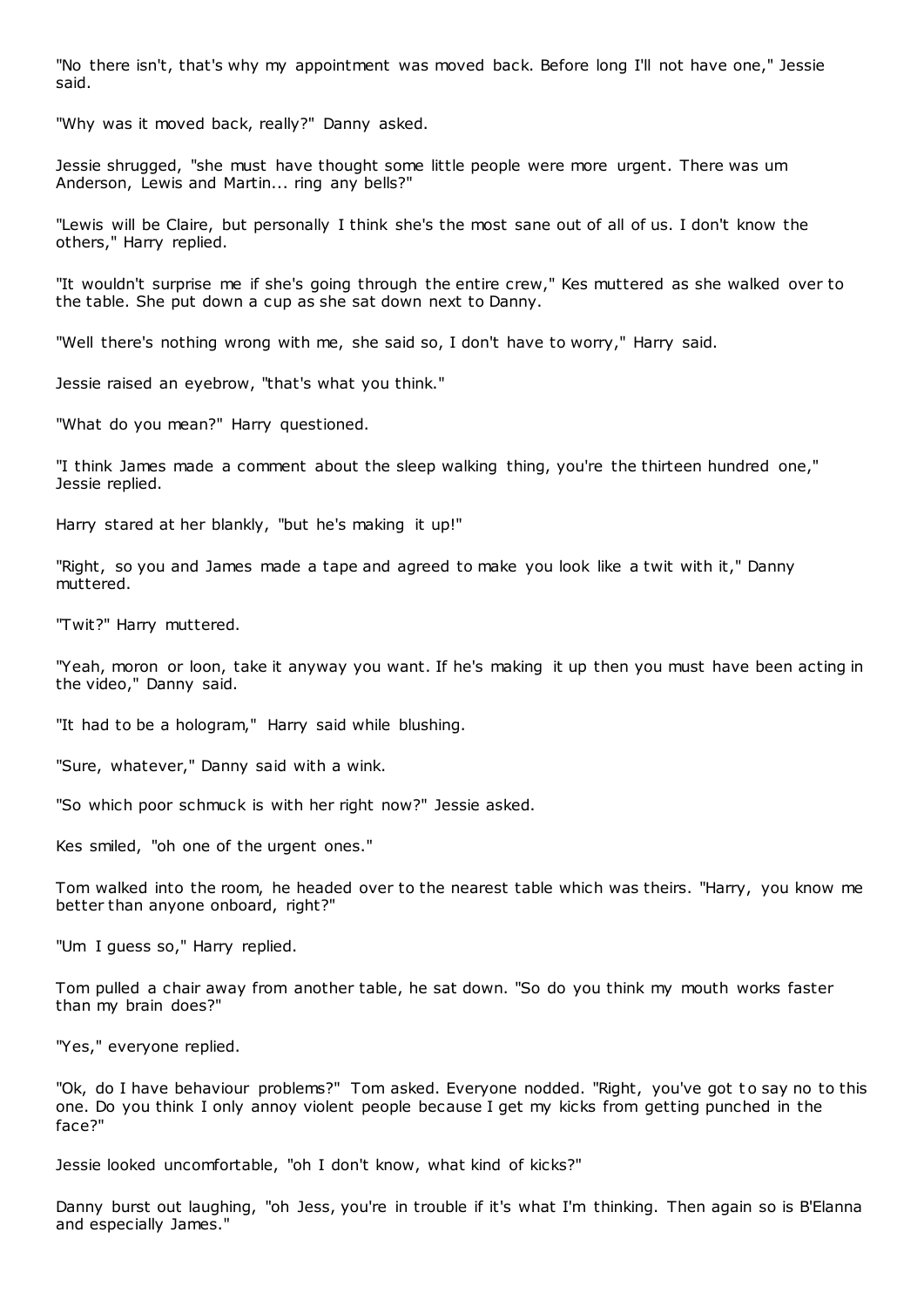"No there isn't, that's why my appointment was moved back. Before long I'll not have one," Jessie said.

"Why was it moved back, really?" Danny asked.

Jessie shrugged, "she must have thought some little people were more urgent. There was um Anderson, Lewis and Martin... ring any bells?"

"Lewis will be Claire, but personally I think she's the most sane out of all of us. I don't know the others," Harry replied.

"It wouldn't surprise me if she's going through the entire crew," Kes muttered as she walked over to the table. She put down a cup as she sat down next to Danny.

"Well there's nothing wrong with me, she said so, I don't have to worry," Harry said.

Jessie raised an eyebrow, "that's what you think."

"What do you mean?" Harry questioned.

"I think James made a comment about the sleep walking thing, you're the thirteen hundred one," Jessie replied.

Harry stared at her blankly, "but he's making it up!"

"Right, so you and James made a tape and agreed to make you look like a twit with it," Danny muttered.

"Twit?" Harry muttered.

"Yeah, moron or loon, take it anyway you want. If he's making it up then you must have been acting in the video," Danny said.

"It had to be a hologram," Harry said while blushing.

"Sure, whatever," Danny said with a wink.

"So which poor schmuck is with her right now?" Jessie asked.

Kes smiled, "oh one of the urgent ones."

Tom walked into the room, he headed over to the nearest table which was theirs. "Harry, you know me better than anyone onboard, right?"

"Um I guess so," Harry replied.

Tom pulled a chair away from another table, he sat down. "So do you think my mouth works faster than my brain does?"

"Yes," everyone replied.

"Ok, do I have behaviour problems?" Tom asked. Everyone nodded. "Right, you've got to say no to this one. Do you think I only annoy violent people because I get my kicks from getting punched in the face?"

Jessie looked uncomfortable, "oh I don't know, what kind of kicks?"

Danny burst out laughing, "oh Jess, you're in trouble if it's what I'm thinking. Then again so is B'Elanna and especially James."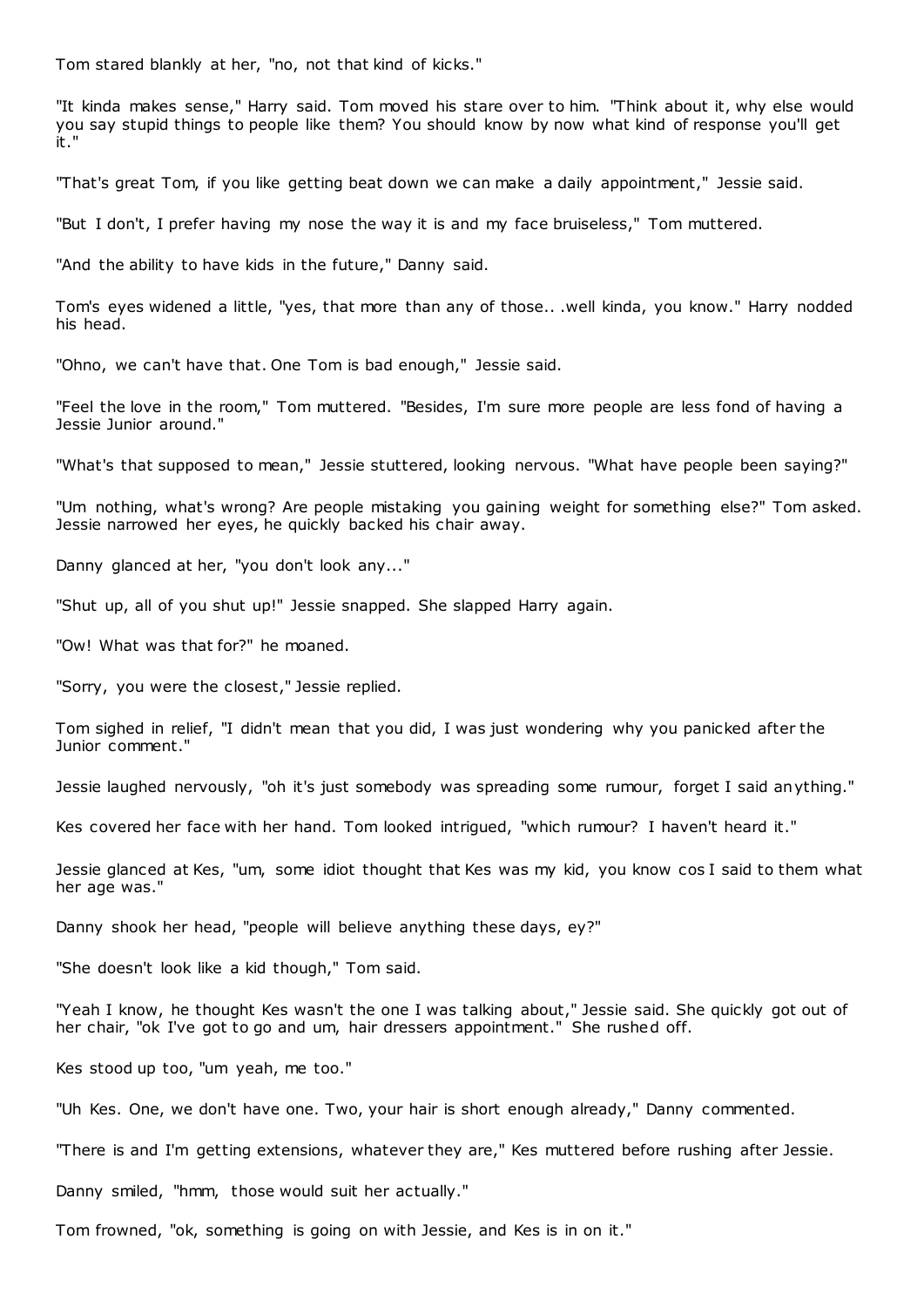Tom stared blankly at her, "no, not that kind of kicks."

"It kinda makes sense," Harry said. Tom moved his stare over to him. "Think about it, why else would you say stupid things to people like them? You should know by now what kind of response you'll get it."

"That's great Tom, if you like getting beat down we can make a daily appointment," Jessie said.

"But I don't, I prefer having my nose the way it is and my face bruiseless," Tom muttered.

"And the ability to have kids in the future," Danny said.

Tom's eyes widened a little, "yes, that more than any of those.. .well kinda, you know." Harry nodded his head.

"Ohno, we can't have that. One Tom is bad enough," Jessie said.

"Feel the love in the room," Tom muttered. "Besides, I'm sure more people are less fond of having a Jessie Junior around."

"What's that supposed to mean," Jessie stuttered, looking nervous. "What have people been saying?"

"Um nothing, what's wrong? Are people mistaking you gaining weight for something else?" Tom asked. Jessie narrowed her eyes, he quickly backed his chair away.

Danny glanced at her, "you don't look any..."

"Shut up, all of you shut up!" Jessie snapped. She slapped Harry again.

"Ow! What was that for?" he moaned.

"Sorry, you were the closest," Jessie replied.

Tom sighed in relief, "I didn't mean that you did, I was just wondering why you panicked after the Junior comment."

Jessie laughed nervously, "oh it's just somebody was spreading some rumour, forget I said anything."

Kes covered her face with her hand. Tom looked intrigued, "which rumour? I haven't heard it."

Jessie glanced at Kes, "um, some idiot thought that Kes was my kid, you know cos I said to them what her age was."

Danny shook her head, "people will believe anything these days, ey?"

"She doesn't look like a kid though," Tom said.

"Yeah I know, he thought Kes wasn't the one I was talking about," Jessie said. She quickly got out of her chair, "ok I've got to go and um, hair dressers appointment." She rushed off.

Kes stood up too, "um yeah, me too."

"Uh Kes. One, we don't have one. Two, your hair is short enough already," Danny commented.

"There is and I'm getting extensions, whatever they are," Kes muttered before rushing after Jessie.

Danny smiled, "hmm, those would suit her actually."

Tom frowned, "ok, something is going on with Jessie, and Kes is in on it."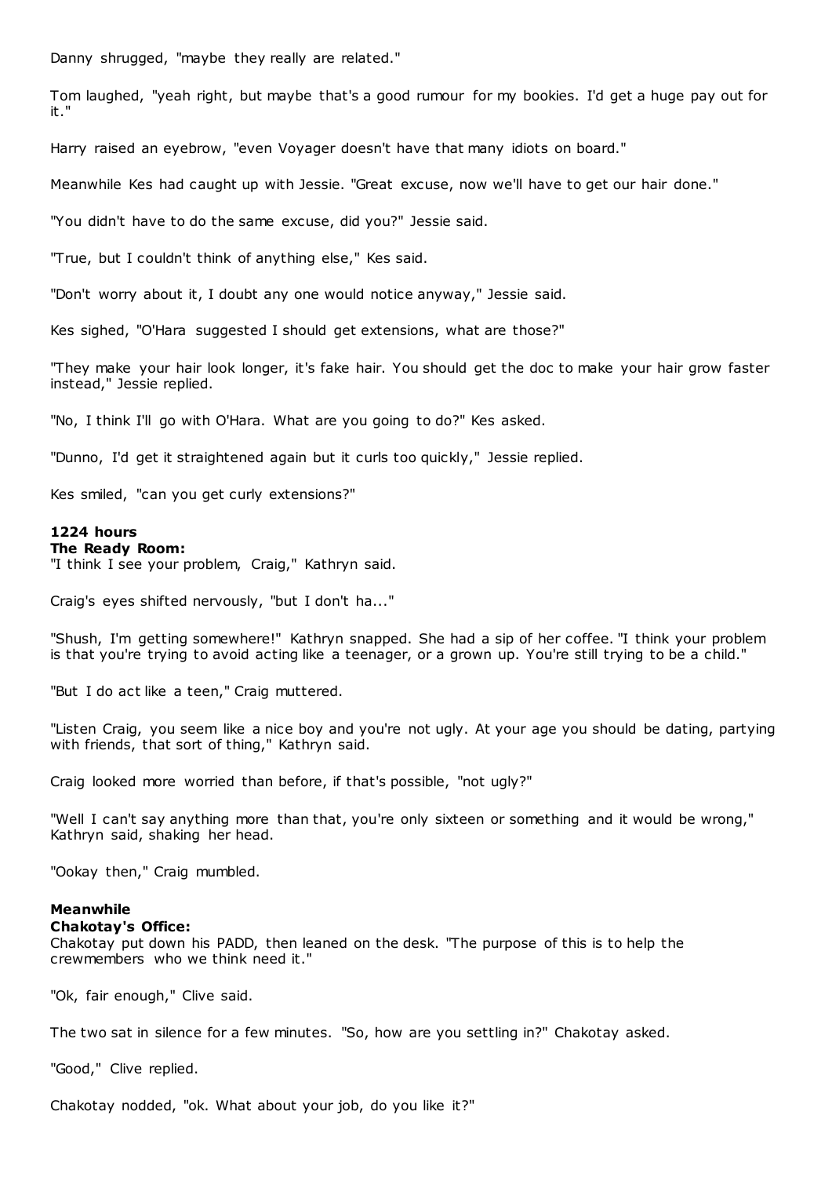Danny shrugged, "maybe they really are related."

Tom laughed, "yeah right, but maybe that's a good rumour for my bookies. I'd get a huge pay out for it."

Harry raised an eyebrow, "even Voyager doesn't have that many idiots on board."

Meanwhile Kes had caught up with Jessie. "Great excuse, now we'll have to get our hair done."

"You didn't have to do the same excuse, did you?" Jessie said.

"True, but I couldn't think of anything else," Kes said.

"Don't worry about it, I doubt any one would notice anyway," Jessie said.

Kes sighed, "O'Hara suggested I should get extensions, what are those?"

"They make your hair look longer, it's fake hair. You should get the doc to make your hair grow faster instead," Jessie replied.

"No, I think I'll go with O'Hara. What are you going to do?" Kes asked.

"Dunno, I'd get it straightened again but it curls too quickly," Jessie replied.

Kes smiled, "can you get curly extensions?"

**1224 hours**
**The Ready Room:**
"I think I see your problem, Craig," Kathryn said.

Craig's eyes shifted nervously, "but I don't ha..."

"Shush, I'm getting somewhere!" Kathryn snapped. She had a sip of her coffee. "I think your problem is that you're trying to avoid acting like a teenager, or a grown up. You're still trying to be a child."

"But I do act like a teen," Craig muttered.

"Listen Craig, you seem like a nice boy and you're not ugly. At your age you should be dating, partying with friends, that sort of thing," Kathryn said.

Craig looked more worried than before, if that's possible, "not ugly?"

"Well I can't say anything more than that, you're only sixteen or something and it would be wrong," Kathryn said, shaking her head.

"Ookay then," Craig mumbled.

**Meanwhile**
**Chakotay's Office:**
Chakotay put down his PADD, then leaned on the desk. "The purpose of this is to help the crewmembers who we think need it."

"Ok, fair enough," Clive said.

The two sat in silence for a few minutes. "So, how are you settling in?" Chakotay asked.

"Good," Clive replied.

Chakotay nodded, "ok. What about your job, do you like it?"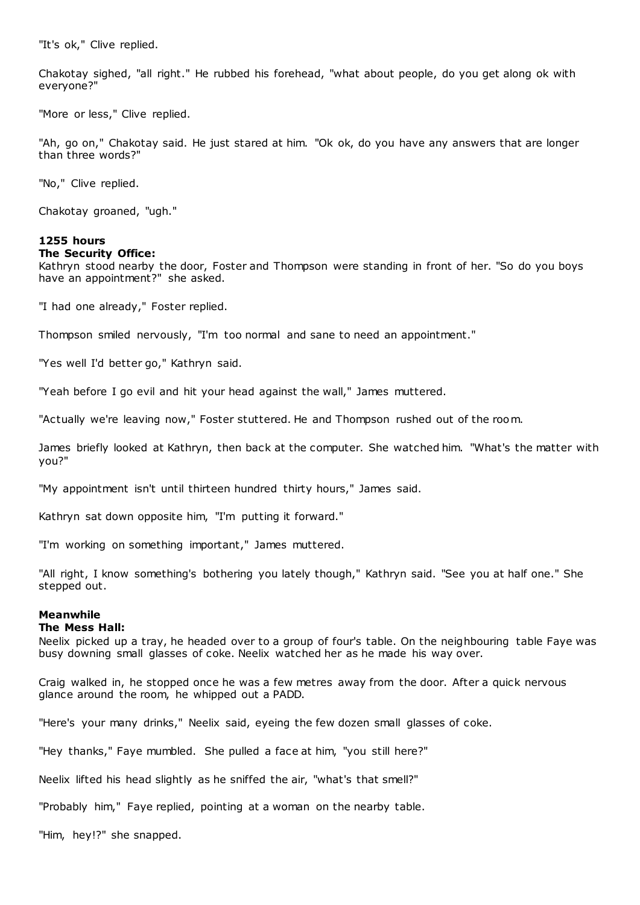"It's ok," Clive replied.

Chakotay sighed, "all right." He rubbed his forehead, "what about people, do you get along ok with everyone?"

"More or less," Clive replied.

"Ah, go on," Chakotay said. He just stared at him. "Ok ok, do you have any answers that are longer than three words?"

"No," Clive replied.

Chakotay groaned, "ugh."

**1255 hours**
**The Security Office:**
Kathryn stood nearby the door, Foster and Thompson were standing in front of her. "So do you boys have an appointment?" she asked.

"I had one already," Foster replied.

Thompson smiled nervously, "I'm too normal and sane to need an appointment."

"Yes well I'd better go," Kathryn said.

"Yeah before I go evil and hit your head against the wall," James muttered.

"Actually we're leaving now," Foster stuttered. He and Thompson rushed out of the room.

James briefly looked at Kathryn, then back at the computer. She watched him. "What's the matter with you?"

"My appointment isn't until thirteen hundred thirty hours," James said.

Kathryn sat down opposite him, "I'm putting it forward."

"I'm working on something important," James muttered.

"All right, I know something's bothering you lately though," Kathryn said. "See you at half one." She stepped out.

**Meanwhile**
**The Mess Hall:**
Neelix picked up a tray, he headed over to a group of four's table. On the neighbouring table Faye was busy downing small glasses of coke. Neelix watched her as he made his way over.

Craig walked in, he stopped once he was a few metres away from the door. After a quick nervous glance around the room, he whipped out a PADD.

"Here's your many drinks," Neelix said, eyeing the few dozen small glasses of coke.

"Hey thanks," Faye mumbled. She pulled a face at him, "you still here?"

Neelix lifted his head slightly as he sniffed the air, "what's that smell?"

"Probably him," Faye replied, pointing at a woman on the nearby table.

"Him, hey!?" she snapped.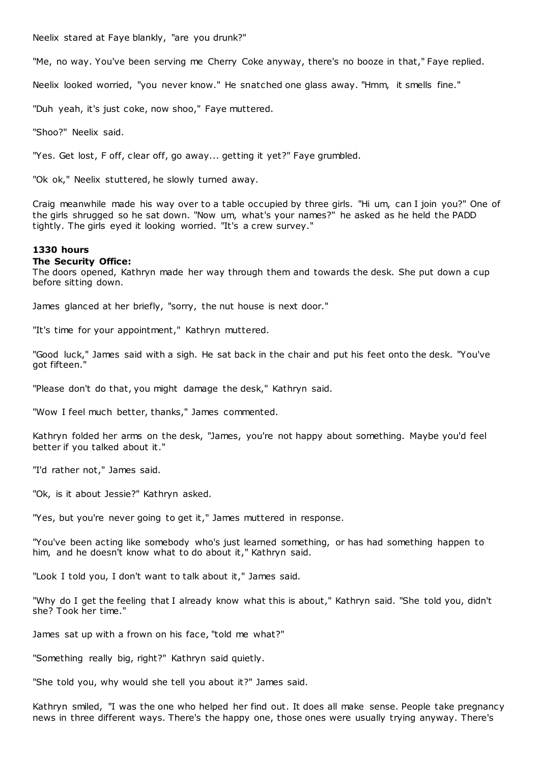Neelix stared at Faye blankly, "are you drunk?"

"Me, no way. You've been serving me Cherry Coke anyway, there's no booze in that," Faye replied.

Neelix looked worried, "you never know." He snatched one glass away. "Hmm, it smells fine."

"Duh yeah, it's just coke, now shoo," Faye muttered.

"Shoo?" Neelix said.

"Yes. Get lost, F off, clear off, go away... getting it yet?" Faye grumbled.

"Ok ok," Neelix stuttered, he slowly turned away.

Craig meanwhile made his way over to a table occupied by three girls. "Hi um, can I join you?" One of the girls shrugged so he sat down. "Now um, what's your names?" he asked as he held the PADD tightly. The girls eyed it looking worried. "It's a crew survey."

**1330 hours**

**The Security Office:**

The doors opened, Kathryn made her way through them and towards the desk. She put down a cup before sitting down.

James glanced at her briefly, "sorry, the nut house is next door."

"It's time for your appointment," Kathryn muttered.

"Good luck," James said with a sigh. He sat back in the chair and put his feet onto the desk. "You've got fifteen."

"Please don't do that, you might damage the desk," Kathryn said.

"Wow I feel much better, thanks," James commented.

Kathryn folded her arms on the desk, "James, you're not happy about something. Maybe you'd feel better if you talked about it."

"I'd rather not," James said.

"Ok, is it about Jessie?" Kathryn asked.

"Yes, but you're never going to get it," James muttered in response.

"You've been acting like somebody who's just learned something, or has had something happen to him, and he doesn't know what to do about it," Kathryn said.

"Look I told you, I don't want to talk about it," James said.

"Why do I get the feeling that I already know what this is about," Kathryn said. "She told you, didn't she? Took her time."

James sat up with a frown on his face, "told me what?"

"Something really big, right?" Kathryn said quietly.

"She told you, why would she tell you about it?" James said.

Kathryn smiled, "I was the one who helped her find out. It does all make sense. People take pregnancy news in three different ways. There's the happy one, those ones were usually trying anyway. There's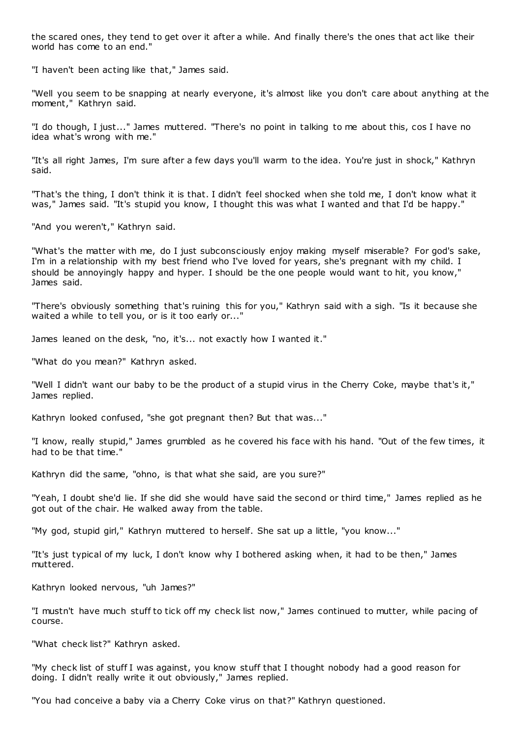the scared ones, they tend to get over it after a while. And finally there's the ones that act like their world has come to an end."

"I haven't been acting like that," James said.

"Well you seem to be snapping at nearly everyone, it's almost like you don't care about anything at the moment," Kathryn said.

"I do though, I just..." James muttered. "There's no point in talking to me about this, cos I have no idea what's wrong with me."

"It's all right James, I'm sure after a few days you'll warm to the idea. You're just in shock," Kathryn said.

"That's the thing, I don't think it is that. I didn't feel shocked when she told me, I don't know what it was," James said. "It's stupid you know, I thought this was what I wanted and that I'd be happy."

"And you weren't," Kathryn said.

"What's the matter with me, do I just subconsciously enjoy making myself miserable? For god's sake, I'm in a relationship with my best friend who I've loved for years, she's pregnant with my child. I should be annoyingly happy and hyper. I should be the one people would want to hit, you know," James said.

"There's obviously something that's ruining this for you," Kathryn said with a sigh. "Is it because she waited a while to tell you, or is it too early or..."

James leaned on the desk, "no, it's... not exactly how I wanted it."

"What do you mean?" Kathryn asked.

"Well I didn't want our baby to be the product of a stupid virus in the Cherry Coke, maybe that's it," James replied.

Kathryn looked confused, "she got pregnant then? But that was..."

"I know, really stupid," James grumbled as he covered his face with his hand. "Out of the few times, it had to be that time."

Kathryn did the same, "ohno, is that what she said, are you sure?"

"Yeah, I doubt she'd lie. If she did she would have said the second or third time," James replied as he got out of the chair. He walked away from the table.

"My god, stupid girl," Kathryn muttered to herself. She sat up a little, "you know..."

"It's just typical of my luck, I don't know why I bothered asking when, it had to be then," James muttered.

Kathryn looked nervous, "uh James?"

"I mustn't have much stuff to tick off my check list now," James continued to mutter, while pacing of course.

"What check list?" Kathryn asked.

"My check list of stuff I was against, you know stuff that I thought nobody had a good reason for doing. I didn't really write it out obviously," James replied.

"You had conceive a baby via a Cherry Coke virus on that?" Kathryn questioned.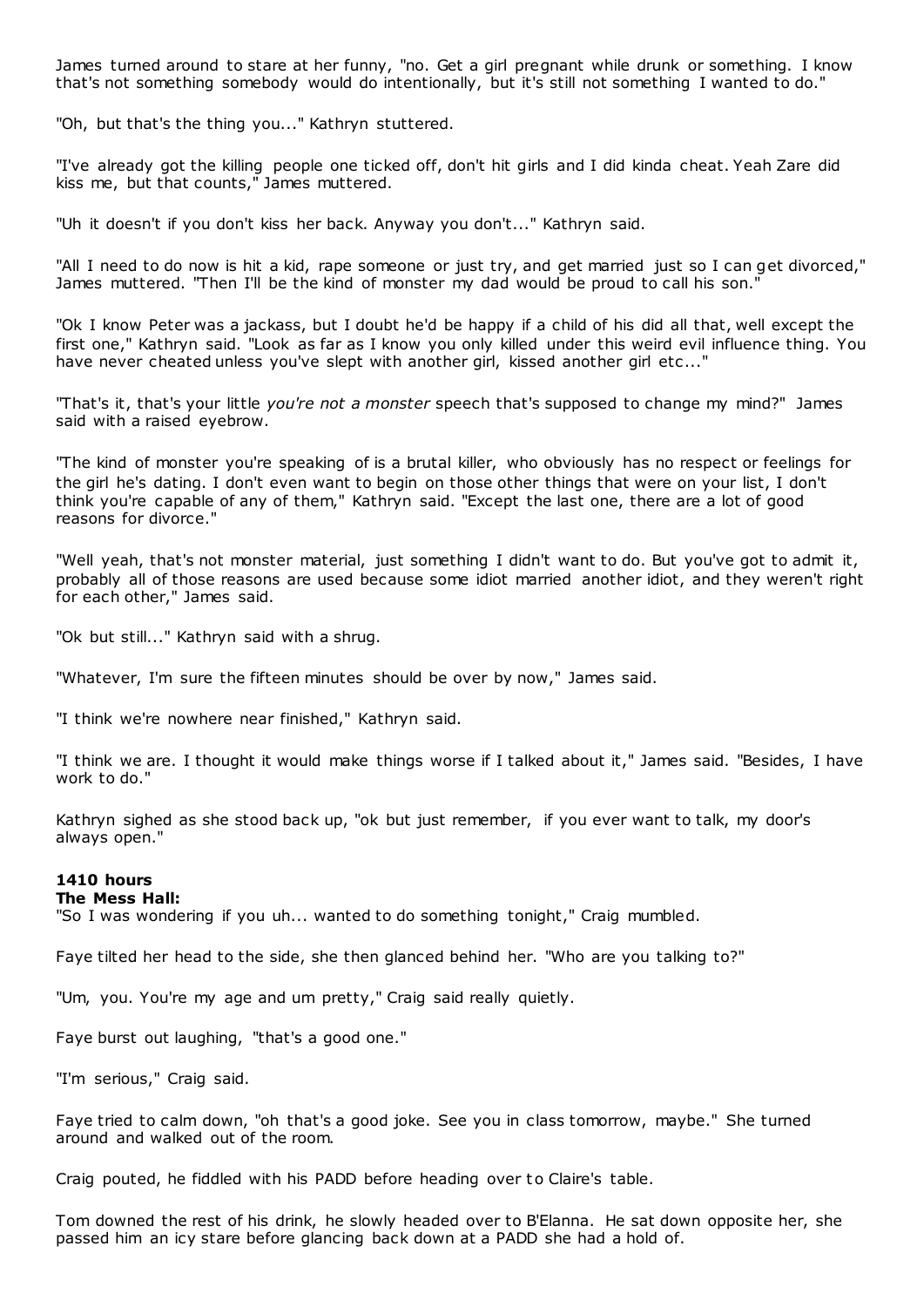James turned around to stare at her funny, "no. Get a girl pregnant while drunk or something. I know that's not something somebody would do intentionally, but it's still not something I wanted to do."

"Oh, but that's the thing you..." Kathryn stuttered.

"I've already got the killing people one ticked off, don't hit girls and I did kinda cheat. Yeah Zare did kiss me, but that counts," James muttered.

"Uh it doesn't if you don't kiss her back. Anyway you don't..." Kathryn said.

"All I need to do now is hit a kid, rape someone or just try, and get married just so I can get divorced," James muttered. "Then I'll be the kind of monster my dad would be proud to call his son."

"Ok I know Peter was a jackass, but I doubt he'd be happy if a child of his did all that, well except the first one," Kathryn said. "Look as far as I know you only killed under this weird evil influence thing. You have never cheated unless you've slept with another girl, kissed another girl etc..."

"That's it, that's your little *you're not a monster* speech that's supposed to change my mind?" James said with a raised eyebrow.

"The kind of monster you're speaking of is a brutal killer, who obviously has no respect or feelings for the girl he's dating. I don't even want to begin on those other things that were on your list, I don't think you're capable of any of them," Kathryn said. "Except the last one, there are a lot of good reasons for divorce."

"Well yeah, that's not monster material, just something I didn't want to do. But you've got to admit it, probably all of those reasons are used because some idiot married another idiot, and they weren't right for each other," James said.

"Ok but still..." Kathryn said with a shrug.

"Whatever, I'm sure the fifteen minutes should be over by now," James said.

"I think we're nowhere near finished," Kathryn said.

"I think we are. I thought it would make things worse if I talked about it," James said. "Besides, I have work to do."

Kathryn sighed as she stood back up, "ok but just remember, if you ever want to talk, my door's always open."

**1410 hours**
**The Mess Hall:**
"So I was wondering if you uh... wanted to do something tonight," Craig mumbled.

Faye tilted her head to the side, she then glanced behind her. "Who are you talking to?"

"Um, you. You're my age and um pretty," Craig said really quietly.

Faye burst out laughing, "that's a good one."

"I'm serious," Craig said.

Faye tried to calm down, "oh that's a good joke. See you in class tomorrow, maybe." She turned around and walked out of the room.

Craig pouted, he fiddled with his PADD before heading over to Claire's table.

Tom downed the rest of his drink, he slowly headed over to B'Elanna. He sat down opposite her, she passed him an icy stare before glancing back down at a PADD she had a hold of.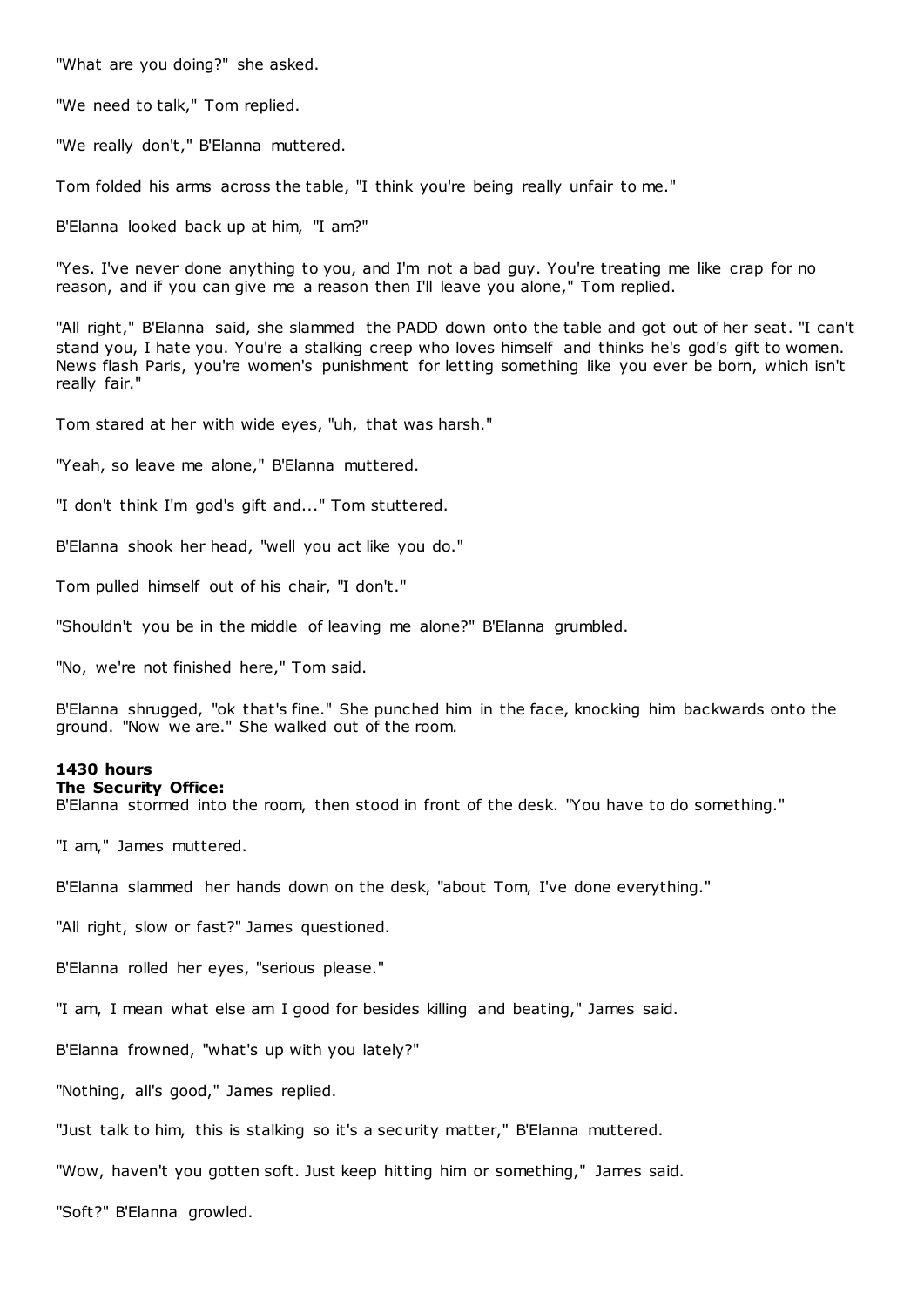"What are you doing?" she asked.

"We need to talk," Tom replied.

"We really don't," B'Elanna muttered.

Tom folded his arms across the table, "I think you're being really unfair to me."

B'Elanna looked back up at him, "I am?"

"Yes. I've never done anything to you, and I'm not a bad guy. You're treating me like crap for no reason, and if you can give me a reason then I'll leave you alone," Tom replied.

"All right," B'Elanna said, she slammed the PADD down onto the table and got out of her seat. "I can't stand you, I hate you. You're a stalking creep who loves himself and thinks he's god's gift to women. News flash Paris, you're women's punishment for letting something like you ever be born, which isn't really fair."

Tom stared at her with wide eyes, "uh, that was harsh."

"Yeah, so leave me alone," B'Elanna muttered.

"I don't think I'm god's gift and..." Tom stuttered.

B'Elanna shook her head, "well you act like you do."

Tom pulled himself out of his chair, "I don't."

"Shouldn't you be in the middle of leaving me alone?" B'Elanna grumbled.

"No, we're not finished here," Tom said.

B'Elanna shrugged, "ok that's fine." She punched him in the face, knocking him backwards onto the ground. "Now we are." She walked out of the room.

**1430 hours**
**The Security Office:**
B'Elanna stormed into the room, then stood in front of the desk. "You have to do something."

"I am," James muttered.

B'Elanna slammed her hands down on the desk, "about Tom, I've done everything."

"All right, slow or fast?" James questioned.

B'Elanna rolled her eyes, "serious please."

"I am, I mean what else am I good for besides killing and beating," James said.

B'Elanna frowned, "what's up with you lately?"

"Nothing, all's good," James replied.

"Just talk to him, this is stalking so it's a security matter," B'Elanna muttered.

"Wow, haven't you gotten soft. Just keep hitting him or something," James said.

"Soft?" B'Elanna growled.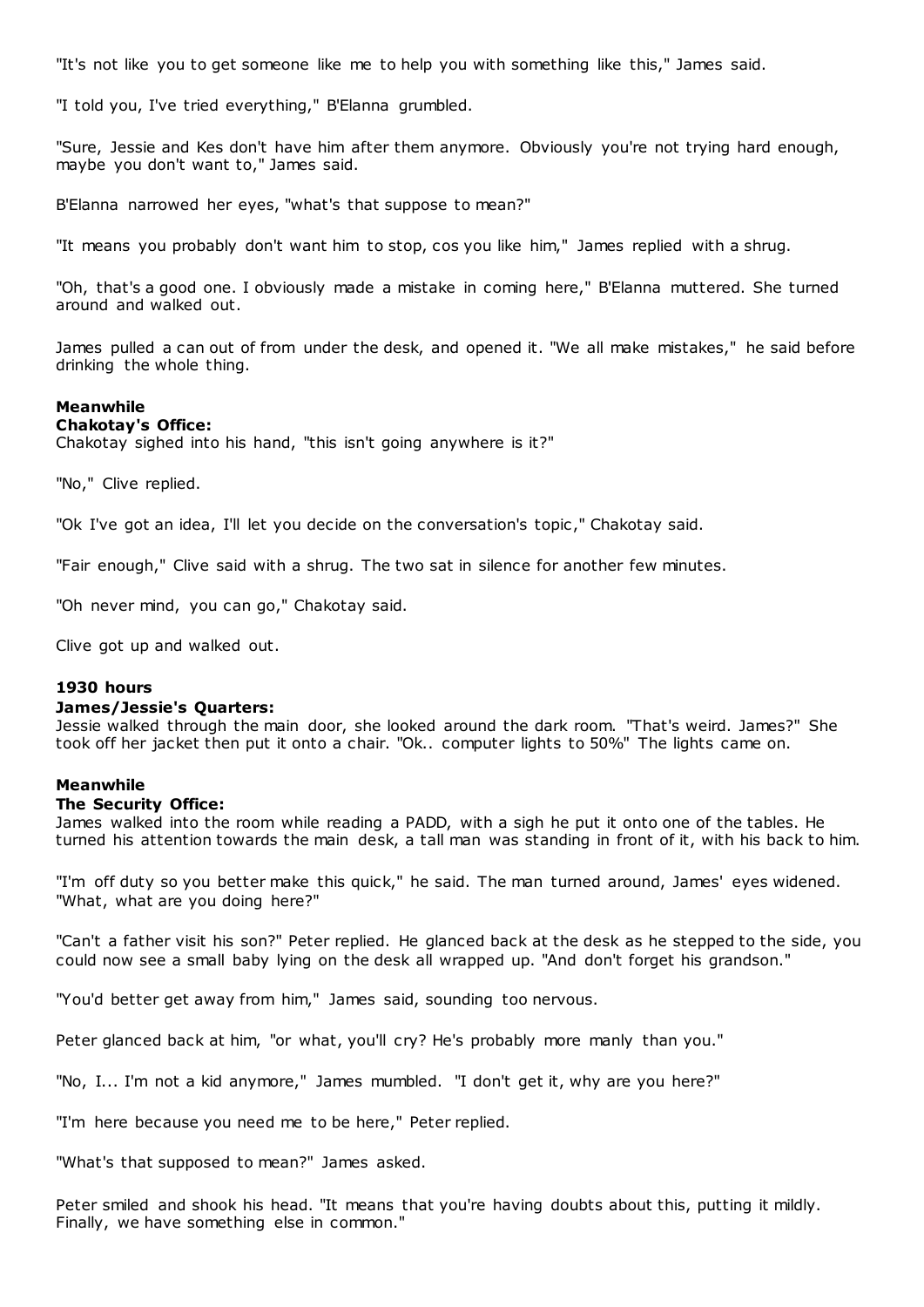"It's not like you to get someone like me to help you with something like this," James said.

"I told you, I've tried everything," B'Elanna grumbled.

"Sure, Jessie and Kes don't have him after them anymore. Obviously you're not trying hard enough, maybe you don't want to," James said.

B'Elanna narrowed her eyes, "what's that suppose to mean?"

"It means you probably don't want him to stop, cos you like him," James replied with a shrug.

"Oh, that's a good one. I obviously made a mistake in coming here," B'Elanna muttered. She turned around and walked out.

James pulled a can out of from under the desk, and opened it. "We all make mistakes," he said before drinking the whole thing.

**Meanwhile**
**Chakotay's Office:**
Chakotay sighed into his hand, "this isn't going anywhere is it?"

"No," Clive replied.

"Ok I've got an idea, I'll let you decide on the conversation's topic," Chakotay said.

"Fair enough," Clive said with a shrug. The two sat in silence for another few minutes.

"Oh never mind, you can go," Chakotay said.

Clive got up and walked out.

**1930 hours**
**James/Jessie's Quarters:**
Jessie walked through the main door, she looked around the dark room. "That's weird. James?" She took off her jacket then put it onto a chair. "Ok.. computer lights to 50%" The lights came on.

**Meanwhile**
**The Security Office:**
James walked into the room while reading a PADD, with a sigh he put it onto one of the tables. He turned his attention towards the main desk, a tall man was standing in front of it, with his back to him.

"I'm off duty so you better make this quick," he said. The man turned around, James' eyes widened. "What, what are you doing here?"

"Can't a father visit his son?" Peter replied. He glanced back at the desk as he stepped to the side, you could now see a small baby lying on the desk all wrapped up. "And don't forget his grandson."

"You'd better get away from him," James said, sounding too nervous.

Peter glanced back at him, "or what, you'll cry? He's probably more manly than you."

"No, I... I'm not a kid anymore," James mumbled. "I don't get it, why are you here?"

"I'm here because you need me to be here," Peter replied.

"What's that supposed to mean?" James asked.

Peter smiled and shook his head. "It means that you're having doubts about this, putting it mildly. Finally, we have something else in common."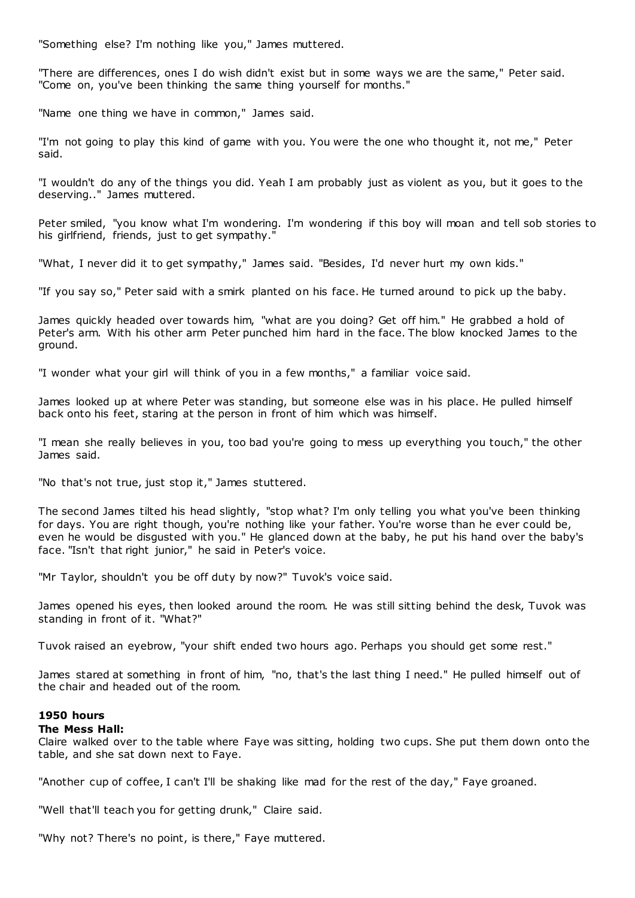"Something else? I'm nothing like you," James muttered.

"There are differences, ones I do wish didn't exist but in some ways we are the same," Peter said. "Come on, you've been thinking the same thing yourself for months."

"Name one thing we have in common," James said.

"I'm not going to play this kind of game with you. You were the one who thought it, not me," Peter said.

"I wouldn't do any of the things you did. Yeah I am probably just as violent as you, but it goes to the deserving.." James muttered.

Peter smiled, "you know what I'm wondering. I'm wondering if this boy will moan and tell sob stories to his girlfriend, friends, just to get sympathy."

"What, I never did it to get sympathy," James said. "Besides, I'd never hurt my own kids."

"If you say so," Peter said with a smirk planted on his face. He turned around to pick up the baby.

James quickly headed over towards him, "what are you doing? Get off him." He grabbed a hold of Peter's arm. With his other arm Peter punched him hard in the face. The blow knocked James to the ground.

"I wonder what your girl will think of you in a few months," a familiar voice said.

James looked up at where Peter was standing, but someone else was in his place. He pulled himself back onto his feet, staring at the person in front of him which was himself.

"I mean she really believes in you, too bad you're going to mess up everything you touch," the other James said.

"No that's not true, just stop it," James stuttered.

The second James tilted his head slightly, "stop what? I'm only telling you what you've been thinking for days. You are right though, you're nothing like your father. You're worse than he ever could be, even he would be disgusted with you." He glanced down at the baby, he put his hand over the baby's face. "Isn't that right junior," he said in Peter's voice.

"Mr Taylor, shouldn't you be off duty by now?" Tuvok's voice said.

James opened his eyes, then looked around the room. He was still sitting behind the desk, Tuvok was standing in front of it. "What?"

Tuvok raised an eyebrow, "your shift ended two hours ago. Perhaps you should get some rest."

James stared at something in front of him, "no, that's the last thing I need." He pulled himself out of the chair and headed out of the room.

**1950 hours**
**The Mess Hall:**
Claire walked over to the table where Faye was sitting, holding two cups. She put them down onto the table, and she sat down next to Faye.

"Another cup of coffee, I can't I'll be shaking like mad for the rest of the day," Faye groaned.

"Well that'll teach you for getting drunk," Claire said.

"Why not? There's no point, is there," Faye muttered.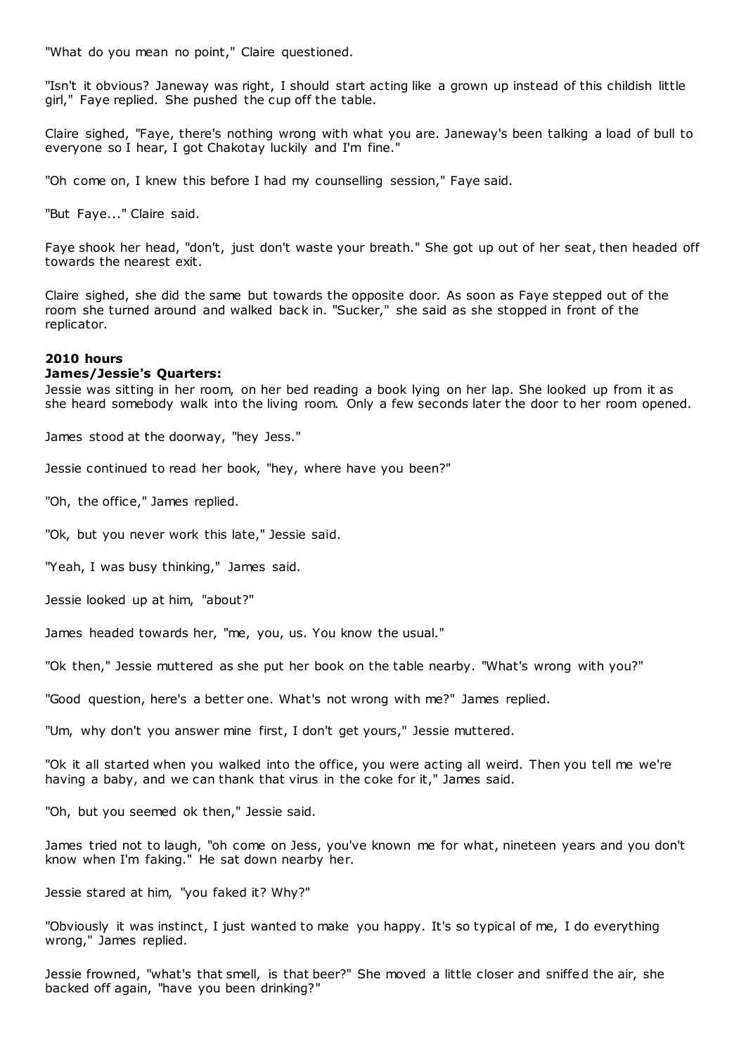"What do you mean no point," Claire questioned.

"Isn't it obvious? Janeway was right, I should start acting like a grown up instead of this childish little girl," Faye replied. She pushed the cup off the table.

Claire sighed, "Faye, there's nothing wrong with what you are. Janeway's been talking a load of bull to everyone so I hear, I got Chakotay luckily and I'm fine."

"Oh come on, I knew this before I had my counselling session," Faye said.

"But Faye..." Claire said.

Faye shook her head, "don't, just don't waste your breath." She got up out of her seat, then headed off towards the nearest exit.

Claire sighed, she did the same but towards the opposite door. As soon as Faye stepped out of the room she turned around and walked back in. "Sucker," she said as she stopped in front of the replicator.

**2010 hours**
**James/Jessie's Quarters:**
Jessie was sitting in her room, on her bed reading a book lying on her lap. She looked up from it as she heard somebody walk into the living room. Only a few seconds later the door to her room opened.

James stood at the doorway, "hey Jess."

Jessie continued to read her book, "hey, where have you been?"

"Oh, the office," James replied.

"Ok, but you never work this late," Jessie said.

"Yeah, I was busy thinking," James said.

Jessie looked up at him, "about?"

James headed towards her, "me, you, us. You know the usual."

"Ok then," Jessie muttered as she put her book on the table nearby. "What's wrong with you?"

"Good question, here's a better one. What's not wrong with me?" James replied.

"Um, why don't you answer mine first, I don't get yours," Jessie muttered.

"Ok it all started when you walked into the office, you were acting all weird. Then you tell me we're having a baby, and we can thank that virus in the coke for it," James said.

"Oh, but you seemed ok then," Jessie said.

James tried not to laugh, "oh come on Jess, you've known me for what, nineteen years and you don't know when I'm faking." He sat down nearby her.

Jessie stared at him, "you faked it? Why?"

"Obviously it was instinct, I just wanted to make you happy. It's so typical of me, I do everything wrong," James replied.

Jessie frowned, "what's that smell, is that beer?" She moved a little closer and sniffed the air, she backed off again, "have you been drinking?"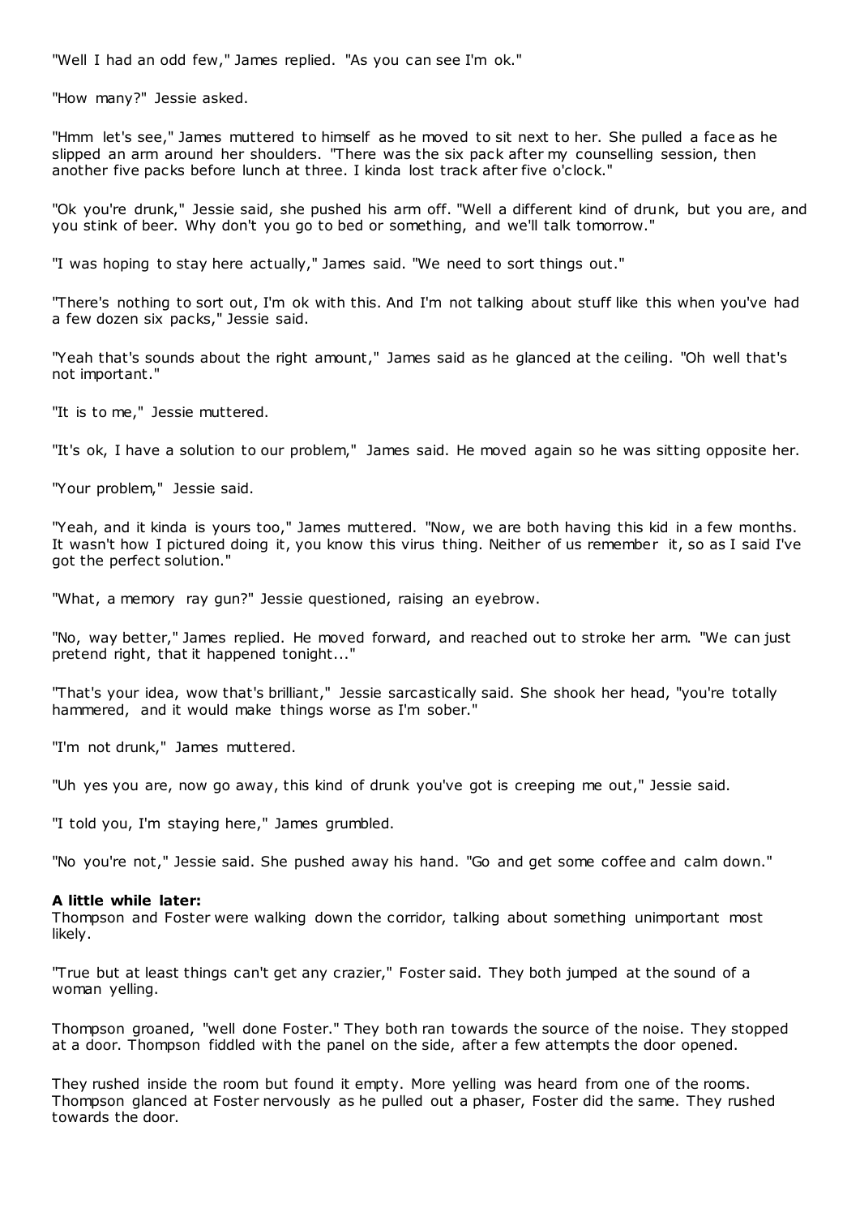"Well I had an odd few," James replied. "As you can see I'm ok."

"How many?" Jessie asked.

"Hmm let's see," James muttered to himself as he moved to sit next to her. She pulled a face as he slipped an arm around her shoulders. "There was the six pack after my counselling session, then another five packs before lunch at three. I kinda lost track after five o'clock."

"Ok you're drunk," Jessie said, she pushed his arm off. "Well a different kind of drunk, but you are, and you stink of beer. Why don't you go to bed or something, and we'll talk tomorrow."

"I was hoping to stay here actually," James said. "We need to sort things out."

"There's nothing to sort out, I'm ok with this. And I'm not talking about stuff like this when you've had a few dozen six packs," Jessie said.

"Yeah that's sounds about the right amount," James said as he glanced at the ceiling. "Oh well that's not important."

"It is to me," Jessie muttered.

"It's ok, I have a solution to our problem," James said. He moved again so he was sitting opposite her.

"Your problem," Jessie said.

"Yeah, and it kinda is yours too," James muttered. "Now, we are both having this kid in a few months. It wasn't how I pictured doing it, you know this virus thing. Neither of us remember it, so as I said I've got the perfect solution."

"What, a memory ray gun?" Jessie questioned, raising an eyebrow.

"No, way better," James replied. He moved forward, and reached out to stroke her arm. "We can just pretend right, that it happened tonight..."

"That's your idea, wow that's brilliant," Jessie sarcastically said. She shook her head, "you're totally hammered, and it would make things worse as I'm sober."

"I'm not drunk," James muttered.

"Uh yes you are, now go away, this kind of drunk you've got is creeping me out," Jessie said.

"I told you, I'm staying here," James grumbled.

"No you're not," Jessie said. She pushed away his hand. "Go and get some coffee and calm down."

**A little while later:**
Thompson and Foster were walking down the corridor, talking about something unimportant most likely.

"True but at least things can't get any crazier," Foster said. They both jumped at the sound of a woman yelling.

Thompson groaned, "well done Foster." They both ran towards the source of the noise. They stopped at a door. Thompson fiddled with the panel on the side, after a few attempts the door opened.

They rushed inside the room but found it empty. More yelling was heard from one of the rooms. Thompson glanced at Foster nervously as he pulled out a phaser, Foster did the same. They rushed towards the door.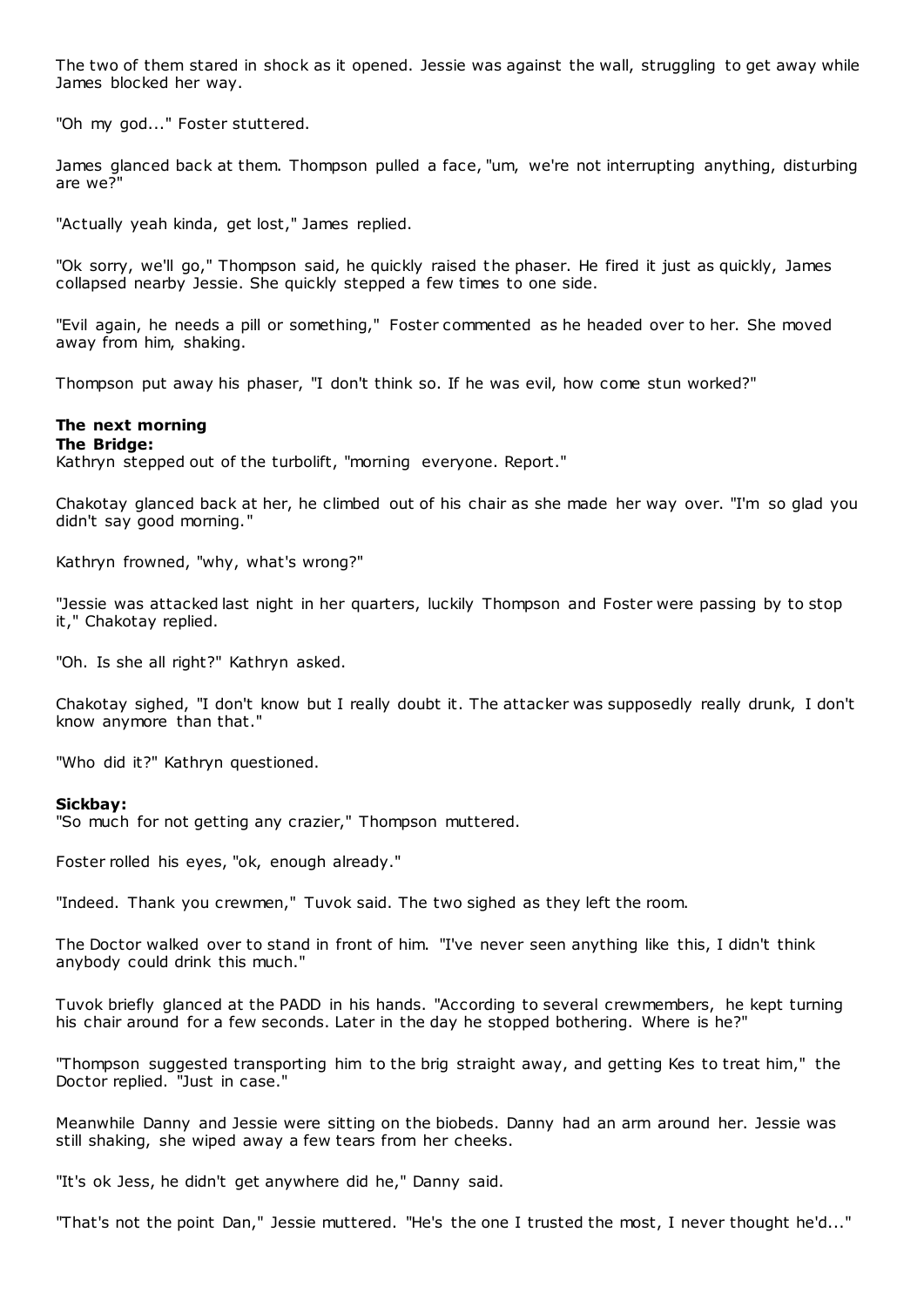The two of them stared in shock as it opened. Jessie was against the wall, struggling to get away while James blocked her way.

"Oh my god..." Foster stuttered.

James glanced back at them. Thompson pulled a face, "um, we're not interrupting anything, disturbing are we?"

"Actually yeah kinda, get lost," James replied.

"Ok sorry, we'll go," Thompson said, he quickly raised the phaser. He fired it just as quickly, James collapsed nearby Jessie. She quickly stepped a few times to one side.

"Evil again, he needs a pill or something," Foster commented as he headed over to her. She moved away from him, shaking.

Thompson put away his phaser, "I don't think so. If he was evil, how come stun worked?"

**The next morning**
**The Bridge:**
Kathryn stepped out of the turbolift, "morning everyone. Report."

Chakotay glanced back at her, he climbed out of his chair as she made her way over. "I'm so glad you didn't say good morning."

Kathryn frowned, "why, what's wrong?"

"Jessie was attacked last night in her quarters, luckily Thompson and Foster were passing by to stop it," Chakotay replied.

"Oh. Is she all right?" Kathryn asked.

Chakotay sighed, "I don't know but I really doubt it. The attacker was supposedly really drunk, I don't know anymore than that."

"Who did it?" Kathryn questioned.

**Sickbay:**
"So much for not getting any crazier," Thompson muttered.

Foster rolled his eyes, "ok, enough already."

"Indeed. Thank you crewmen," Tuvok said. The two sighed as they left the room.

The Doctor walked over to stand in front of him. "I've never seen anything like this, I didn't think anybody could drink this much."

Tuvok briefly glanced at the PADD in his hands. "According to several crewmembers, he kept turning his chair around for a few seconds. Later in the day he stopped bothering. Where is he?"

"Thompson suggested transporting him to the brig straight away, and getting Kes to treat him," the Doctor replied. "Just in case."

Meanwhile Danny and Jessie were sitting on the biobeds. Danny had an arm around her. Jessie was still shaking, she wiped away a few tears from her cheeks.

"It's ok Jess, he didn't get anywhere did he," Danny said.

"That's not the point Dan," Jessie muttered. "He's the one I trusted the most, I never thought he'd..."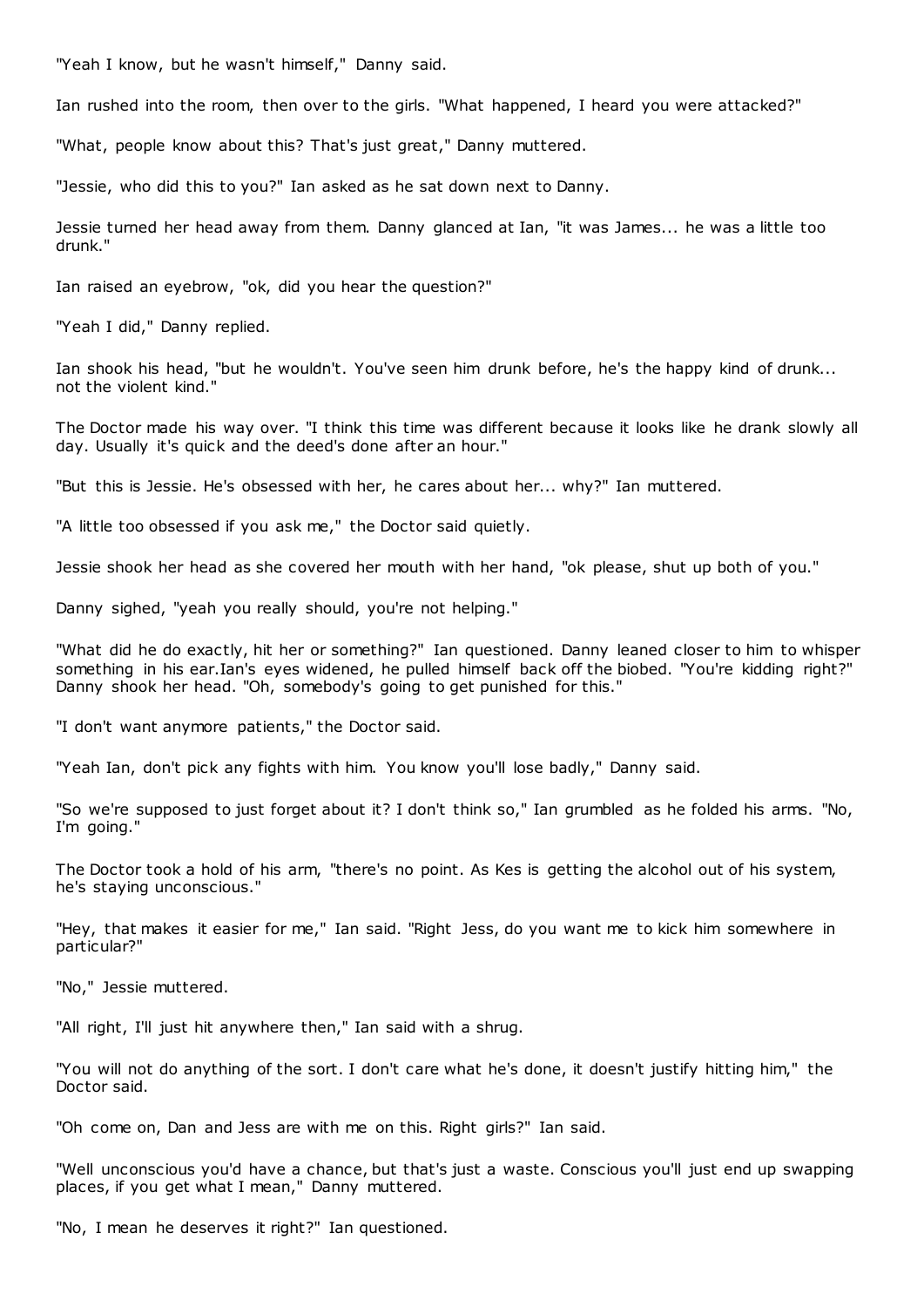"Yeah I know, but he wasn't himself," Danny said.

Ian rushed into the room, then over to the girls. "What happened, I heard you were attacked?"

"What, people know about this? That's just great," Danny muttered.

"Jessie, who did this to you?" Ian asked as he sat down next to Danny.

Jessie turned her head away from them. Danny glanced at Ian, "it was James... he was a little too drunk."

Ian raised an eyebrow, "ok, did you hear the question?"

"Yeah I did," Danny replied.

Ian shook his head, "but he wouldn't. You've seen him drunk before, he's the happy kind of drunk... not the violent kind."

The Doctor made his way over. "I think this time was different because it looks like he drank slowly all day. Usually it's quick and the deed's done after an hour."

"But this is Jessie. He's obsessed with her, he cares about her... why?" Ian muttered.

"A little too obsessed if you ask me," the Doctor said quietly.

Jessie shook her head as she covered her mouth with her hand, "ok please, shut up both of you."

Danny sighed, "yeah you really should, you're not helping."

"What did he do exactly, hit her or something?" Ian questioned. Danny leaned closer to him to whisper something in his ear.Ian's eyes widened, he pulled himself back off the biobed. "You're kidding right?" Danny shook her head. "Oh, somebody's going to get punished for this."

"I don't want anymore patients," the Doctor said.

"Yeah Ian, don't pick any fights with him. You know you'll lose badly," Danny said.

"So we're supposed to just forget about it? I don't think so," Ian grumbled as he folded his arms. "No, I'm going."

The Doctor took a hold of his arm, "there's no point. As Kes is getting the alcohol out of his system, he's staying unconscious."

"Hey, that makes it easier for me," Ian said. "Right Jess, do you want me to kick him somewhere in particular?"

"No," Jessie muttered.

"All right, I'll just hit anywhere then," Ian said with a shrug.

"You will not do anything of the sort. I don't care what he's done, it doesn't justify hitting him," the Doctor said.

"Oh come on, Dan and Jess are with me on this. Right girls?" Ian said.

"Well unconscious you'd have a chance, but that's just a waste. Conscious you'll just end up swapping places, if you get what I mean," Danny muttered.

"No, I mean he deserves it right?" Ian questioned.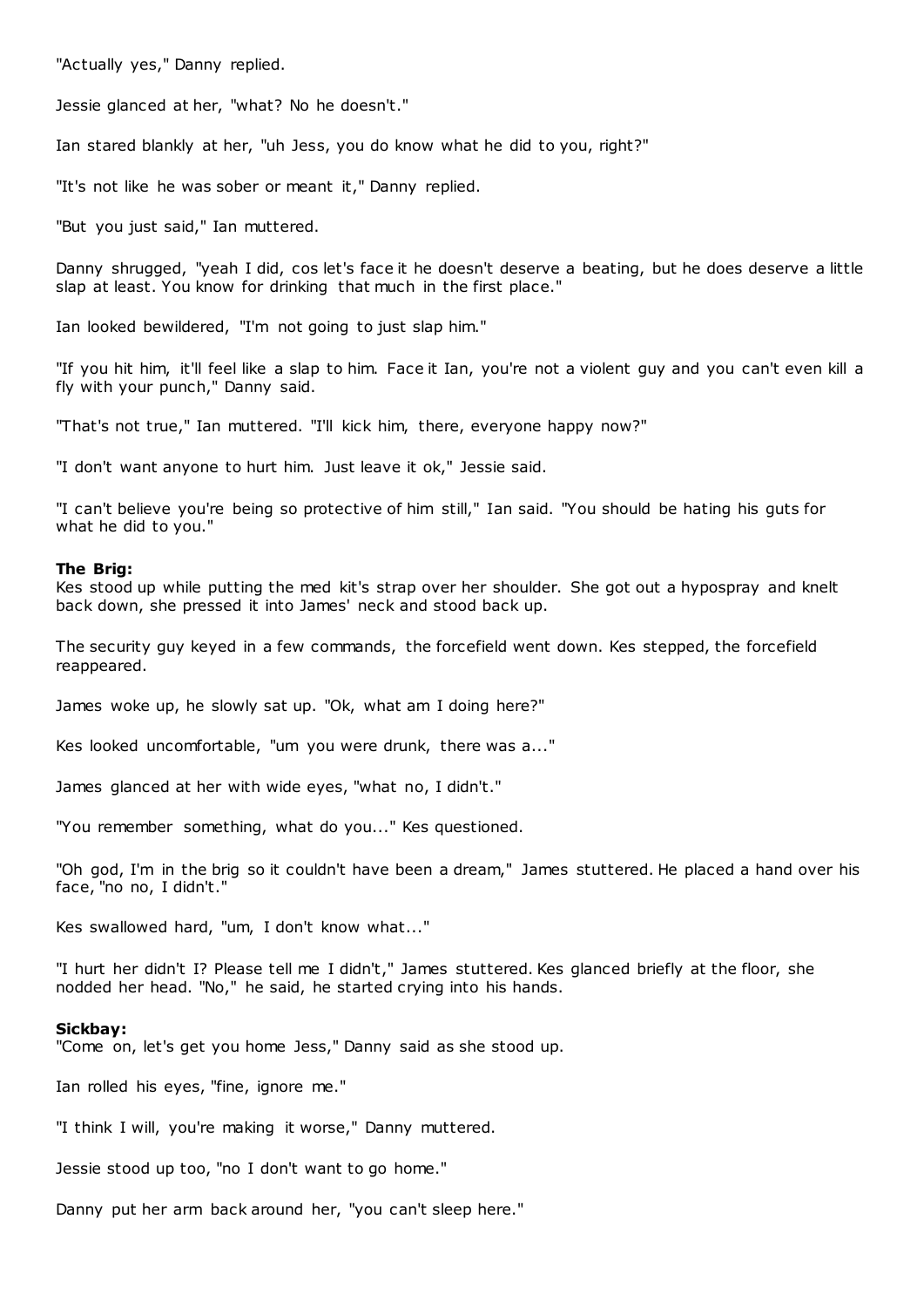"Actually yes," Danny replied.

Jessie glanced at her, "what? No he doesn't."

Ian stared blankly at her, "uh Jess, you do know what he did to you, right?"

"It's not like he was sober or meant it," Danny replied.

"But you just said," Ian muttered.

Danny shrugged, "yeah I did, cos let's face it he doesn't deserve a beating, but he does deserve a little slap at least. You know for drinking that much in the first place."

Ian looked bewildered, "I'm not going to just slap him."

"If you hit him, it'll feel like a slap to him. Face it Ian, you're not a violent guy and you can't even kill a fly with your punch," Danny said.

"That's not true," Ian muttered. "I'll kick him, there, everyone happy now?"

"I don't want anyone to hurt him. Just leave it ok," Jessie said.

"I can't believe you're being so protective of him still," Ian said. "You should be hating his guts for what he did to you."

**The Brig:**
Kes stood up while putting the med kit's strap over her shoulder. She got out a hypospray and knelt back down, she pressed it into James' neck and stood back up.

The security guy keyed in a few commands, the forcefield went down. Kes stepped, the forcefield reappeared.

James woke up, he slowly sat up. "Ok, what am I doing here?"

Kes looked uncomfortable, "um you were drunk, there was a..."

James glanced at her with wide eyes, "what no, I didn't."

"You remember something, what do you..." Kes questioned.

"Oh god, I'm in the brig so it couldn't have been a dream," James stuttered. He placed a hand over his face, "no no, I didn't."

Kes swallowed hard, "um, I don't know what..."

"I hurt her didn't I? Please tell me I didn't," James stuttered. Kes glanced briefly at the floor, she nodded her head. "No," he said, he started crying into his hands.

**Sickbay:**
"Come on, let's get you home Jess," Danny said as she stood up.

Ian rolled his eyes, "fine, ignore me."

"I think I will, you're making it worse," Danny muttered.

Jessie stood up too, "no I don't want to go home."

Danny put her arm back around her, "you can't sleep here."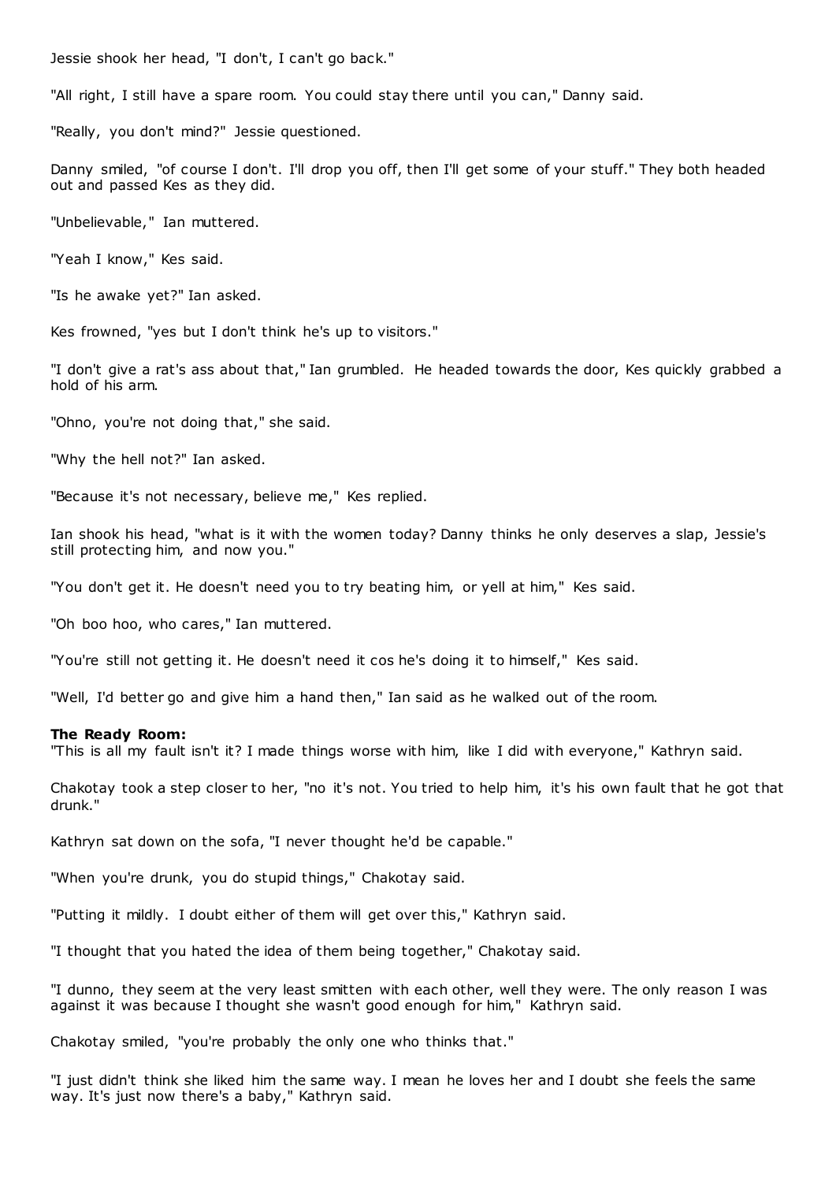Jessie shook her head, "I don't, I can't go back."

"All right, I still have a spare room. You could stay there until you can," Danny said.

"Really, you don't mind?" Jessie questioned.

Danny smiled, "of course I don't. I'll drop you off, then I'll get some of your stuff." They both headed out and passed Kes as they did.

"Unbelievable," Ian muttered.

"Yeah I know," Kes said.

"Is he awake yet?" Ian asked.

Kes frowned, "yes but I don't think he's up to visitors."

"I don't give a rat's ass about that," Ian grumbled. He headed towards the door, Kes quickly grabbed a hold of his arm.

"Ohno, you're not doing that," she said.

"Why the hell not?" Ian asked.

"Because it's not necessary, believe me," Kes replied.

Ian shook his head, "what is it with the women today? Danny thinks he only deserves a slap, Jessie's still protecting him, and now you."

"You don't get it. He doesn't need you to try beating him, or yell at him," Kes said.

"Oh boo hoo, who cares," Ian muttered.

"You're still not getting it. He doesn't need it cos he's doing it to himself," Kes said.

"Well, I'd better go and give him a hand then," Ian said as he walked out of the room.

**The Ready Room:**
"This is all my fault isn't it? I made things worse with him, like I did with everyone," Kathryn said.

Chakotay took a step closer to her, "no it's not. You tried to help him, it's his own fault that he got that drunk."

Kathryn sat down on the sofa, "I never thought he'd be capable."

"When you're drunk, you do stupid things," Chakotay said.

"Putting it mildly. I doubt either of them will get over this," Kathryn said.

"I thought that you hated the idea of them being together," Chakotay said.

"I dunno, they seem at the very least smitten with each other, well they were. The only reason I was against it was because I thought she wasn't good enough for him," Kathryn said.

Chakotay smiled, "you're probably the only one who thinks that."

"I just didn't think she liked him the same way. I mean he loves her and I doubt she feels the same way. It's just now there's a baby," Kathryn said.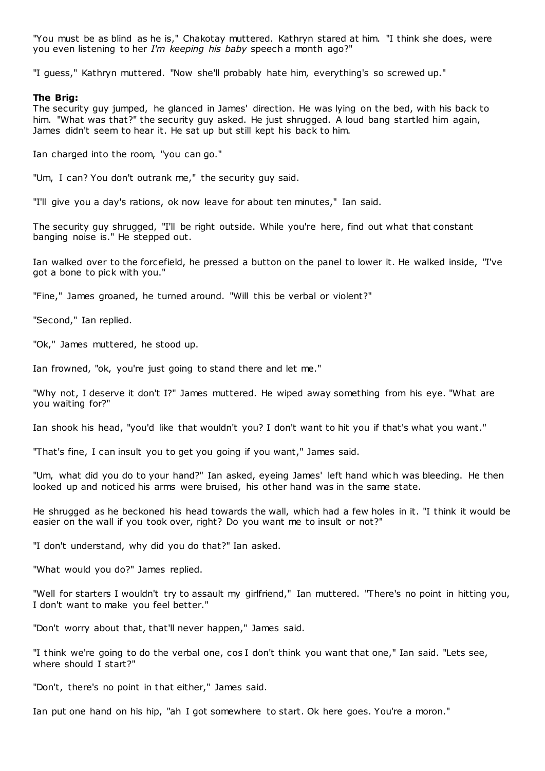"You must be as blind as he is," Chakotay muttered. Kathryn stared at him. "I think she does, were you even listening to her *I'm keeping his baby* speech a month ago?"

"I guess," Kathryn muttered. "Now she'll probably hate him, everything's so screwed up."

**The Brig:**
The security guy jumped, he glanced in James' direction. He was lying on the bed, with his back to him. "What was that?" the security guy asked. He just shrugged. A loud bang startled him again, James didn't seem to hear it. He sat up but still kept his back to him.

Ian charged into the room, "you can go."

"Um, I can? You don't outrank me," the security guy said.

"I'll give you a day's rations, ok now leave for about ten minutes," Ian said.

The security guy shrugged, "I'll be right outside. While you're here, find out what that constant banging noise is." He stepped out.

Ian walked over to the forcefield, he pressed a button on the panel to lower it. He walked inside, "I've got a bone to pick with you."

"Fine," James groaned, he turned around. "Will this be verbal or violent?"

"Second," Ian replied.

"Ok," James muttered, he stood up.

Ian frowned, "ok, you're just going to stand there and let me."

"Why not, I deserve it don't I?" James muttered. He wiped away something from his eye. "What are you waiting for?"

Ian shook his head, "you'd like that wouldn't you? I don't want to hit you if that's what you want."

"That's fine, I can insult you to get you going if you want," James said.

"Um, what did you do to your hand?" Ian asked, eyeing James' left hand which was bleeding. He then looked up and noticed his arms were bruised, his other hand was in the same state.

He shrugged as he beckoned his head towards the wall, which had a few holes in it. "I think it would be easier on the wall if you took over, right? Do you want me to insult or not?"

"I don't understand, why did you do that?" Ian asked.

"What would you do?" James replied.

"Well for starters I wouldn't try to assault my girlfriend," Ian muttered. "There's no point in hitting you, I don't want to make you feel better."

"Don't worry about that, that'll never happen," James said.

"I think we're going to do the verbal one, cos I don't think you want that one," Ian said. "Lets see, where should I start?"

"Don't, there's no point in that either," James said.

Ian put one hand on his hip, "ah I got somewhere to start. Ok here goes. You're a moron."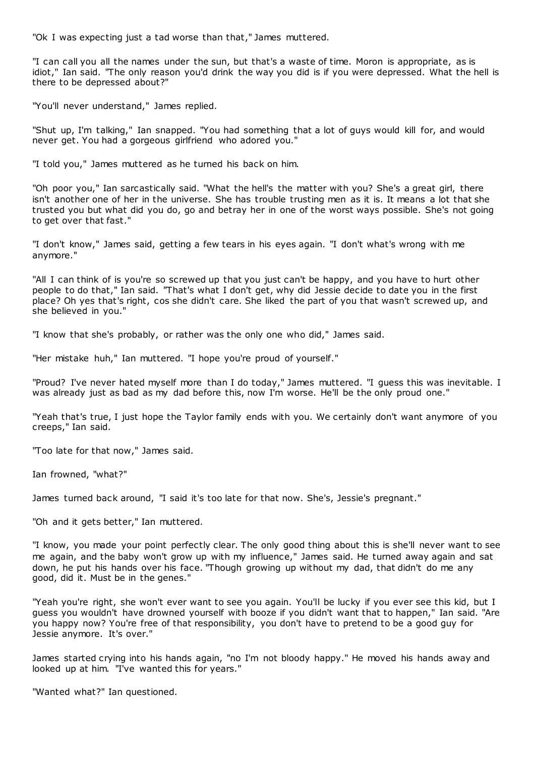"Ok I was expecting just a tad worse than that," James muttered.

"I can call you all the names under the sun, but that's a waste of time. Moron is appropriate, as is idiot," Ian said. "The only reason you'd drink the way you did is if you were depressed. What the hell is there to be depressed about?"

"You'll never understand," James replied.

"Shut up, I'm talking," Ian snapped. "You had something that a lot of guys would kill for, and would never get. You had a gorgeous girlfriend who adored you."

"I told you," James muttered as he turned his back on him.

"Oh poor you," Ian sarcastically said. "What the hell's the matter with you? She's a great girl, there isn't another one of her in the universe. She has trouble trusting men as it is. It means a lot that she trusted you but what did you do, go and betray her in one of the worst ways possible. She's not going to get over that fast."

"I don't know," James said, getting a few tears in his eyes again. "I don't what's wrong with me anymore."

"All I can think of is you're so screwed up that you just can't be happy, and you have to hurt other people to do that," Ian said. "That's what I don't get, why did Jessie decide to date you in the first place? Oh yes that's right, cos she didn't care. She liked the part of you that wasn't screwed up, and she believed in you."

"I know that she's probably, or rather was the only one who did," James said.

"Her mistake huh," Ian muttered. "I hope you're proud of yourself."

"Proud? I've never hated myself more than I do today," James muttered. "I guess this was inevitable. I was already just as bad as my dad before this, now I'm worse. He'll be the only proud one."

"Yeah that's true, I just hope the Taylor family ends with you. We certainly don't want anymore of you creeps," Ian said.

"Too late for that now," James said.

Ian frowned, "what?"

James turned back around, "I said it's too late for that now. She's, Jessie's pregnant."

"Oh and it gets better," Ian muttered.

"I know, you made your point perfectly clear. The only good thing about this is she'll never want to see me again, and the baby won't grow up with my influence," James said. He turned away again and sat down, he put his hands over his face. "Though growing up without my dad, that didn't do me any good, did it. Must be in the genes."

"Yeah you're right, she won't ever want to see you again. You'll be lucky if you ever see this kid, but I guess you wouldn't have drowned yourself with booze if you didn't want that to happen," Ian said. "Are you happy now? You're free of that responsibility, you don't have to pretend to be a good guy for Jessie anymore. It's over."

James started crying into his hands again, "no I'm not bloody happy." He moved his hands away and looked up at him. "I've wanted this for years."

"Wanted what?" Ian questioned.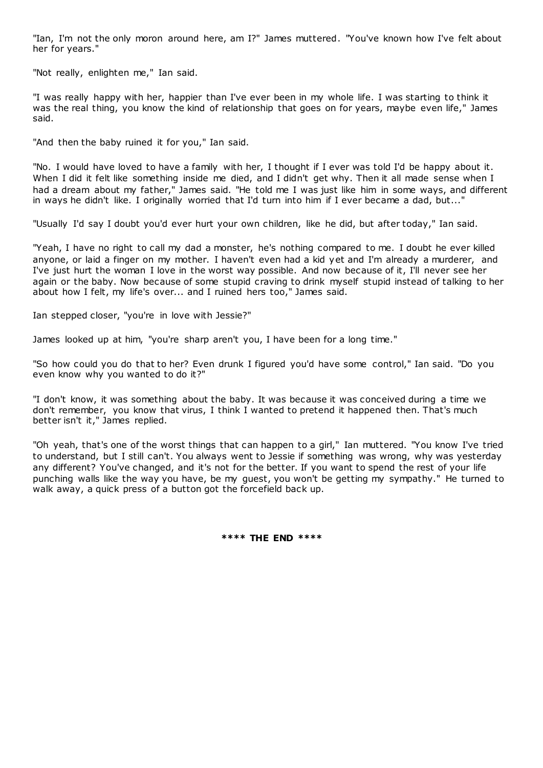"Ian, I'm not the only moron around here, am I?" James muttered. "You've known how I've felt about her for years."

"Not really, enlighten me," Ian said.

"I was really happy with her, happier than I've ever been in my whole life. I was starting to think it was the real thing, you know the kind of relationship that goes on for years, maybe even life," James said.

"And then the baby ruined it for you," Ian said.

"No. I would have loved to have a family with her, I thought if I ever was told I'd be happy about it. When I did it felt like something inside me died, and I didn't get why. Then it all made sense when I had a dream about my father," James said. "He told me I was just like him in some ways, and different in ways he didn't like. I originally worried that I'd turn into him if I ever became a dad, but..."

"Usually I'd say I doubt you'd ever hurt your own children, like he did, but after today," Ian said.

"Yeah, I have no right to call my dad a monster, he's nothing compared to me. I doubt he ever killed anyone, or laid a finger on my mother. I haven't even had a kid yet and I'm already a murderer, and I've just hurt the woman I love in the worst way possible. And now because of it, I'll never see her again or the baby. Now because of some stupid craving to drink myself stupid instead of talking to her about how I felt, my life's over... and I ruined hers too," James said.

Ian stepped closer, "you're in love with Jessie?"

James looked up at him, "you're sharp aren't you, I have been for a long time."

"So how could you do that to her? Even drunk I figured you'd have some control," Ian said. "Do you even know why you wanted to do it?"

"I don't know, it was something about the baby. It was because it was conceived during a time we don't remember, you know that virus, I think I wanted to pretend it happened then. That's much better isn't it," James replied.

"Oh yeah, that's one of the worst things that can happen to a girl," Ian muttered. "You know I've tried to understand, but I still can't. You always went to Jessie if something was wrong, why was yesterday any different? You've changed, and it's not for the better. If you want to spend the rest of your life punching walls like the way you have, be my guest, you won't be getting my sympathy." He turned to walk away, a quick press of a button got the forcefield back up.

**\*\*\*\* THE END \*\*\*\***